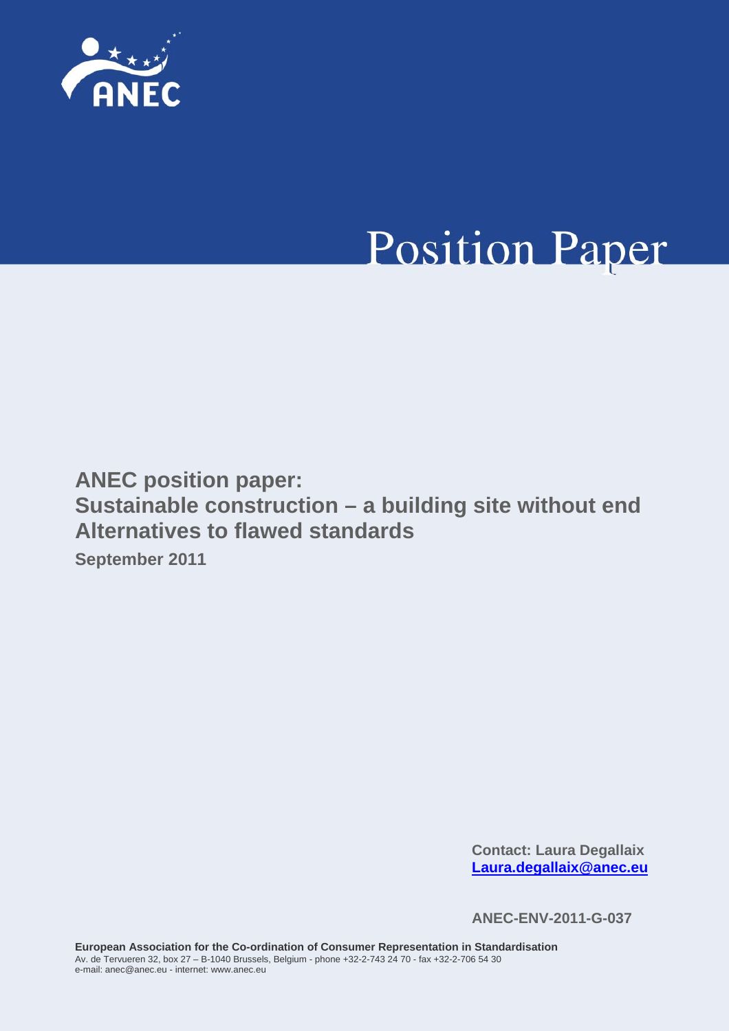ANEC

# Position Paper

## ANEC position paper: Sustainable construction – a building site without end Alternatives to flawed standards

**September 2011**

**Contact: Laura Degallaix**
**Laura.degallaix@anec.eu**

**ANEC-ENV-2011-G-037**

**European Association for the Co-ordination of Consumer Representation in Standardisation**
Av. de Tervueren 32, box 27 – B-1040 Brussels, Belgium - phone +32-2-743 24 70 - fax +32-2-706 54 30
e-mail: anec@anec.eu - internet: www.anec.eu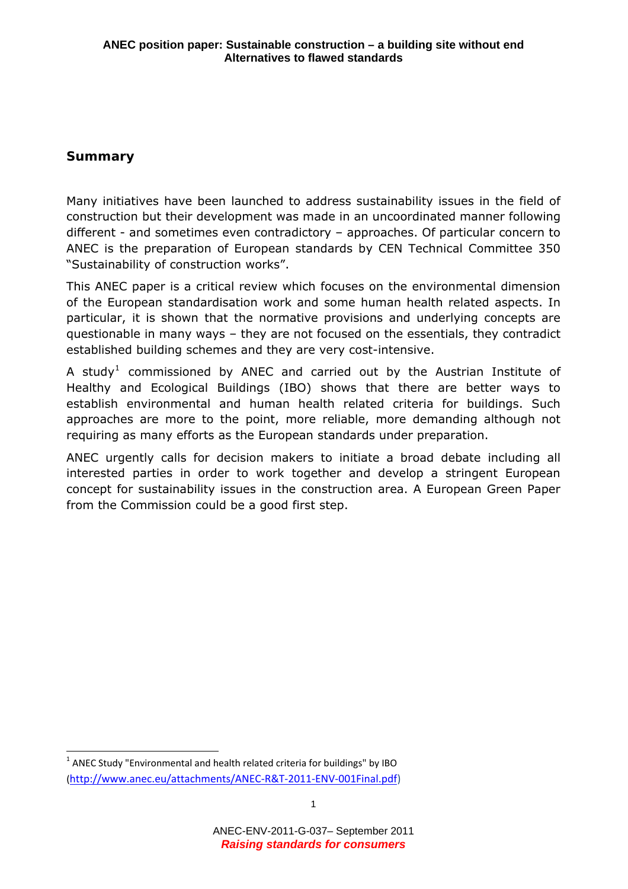## Summary

Many initiatives have been launched to address sustainability issues in the field of construction but their development was made in an uncoordinated manner following different - and sometimes even contradictory – approaches. Of particular concern to ANEC is the preparation of European standards by CEN Technical Committee 350 "Sustainability of construction works".

This ANEC paper is a critical review which focuses on the environmental dimension of the European standardisation work and some human health related aspects. In particular, it is shown that the normative provisions and underlying concepts are questionable in many ways – they are not focused on the essentials, they contradict established building schemes and they are very cost-intensive.

A study[1] commissioned by ANEC and carried out by the Austrian Institute of Healthy and Ecological Buildings (IBO) shows that there are better ways to establish environmental and human health related criteria for buildings. Such approaches are more to the point, more reliable, more demanding although not requiring as many efforts as the European standards under preparation.

ANEC urgently calls for decision makers to initiate a broad debate including all interested parties in order to work together and develop a stringent European concept for sustainability issues in the construction area. A European Green Paper from the Commission could be a good first step.

[1] ANEC Study "Environmental and health related criteria for buildings" by IBO (http://www.anec.eu/attachments/ANEC-R&T-2011-ENV-001Final.pdf)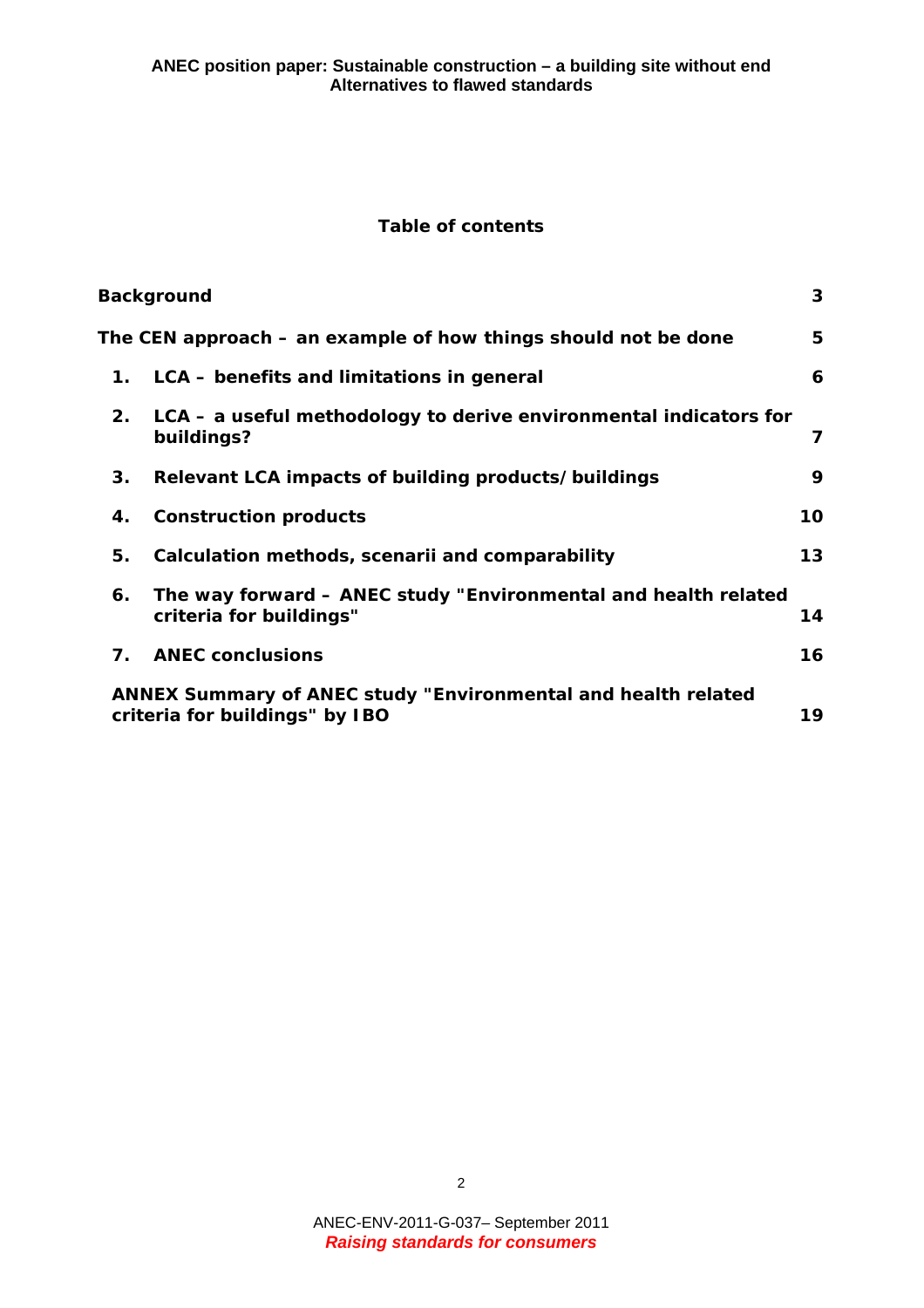**Table of contents**

| | | |
|---|---|---|
| **Background** | | **3** |
| **The CEN approach – an example of how things should not be done** | | **5** |
| **1.** | **LCA – benefits and limitations in general** | **6** |
| **2.** | **LCA – a useful methodology to derive environmental indicators for buildings?** | **7** |
| **3.** | **Relevant LCA impacts of building products/buildings** | **9** |
| **4.** | **Construction products** | **10** |
| **5.** | **Calculation methods, scenarii and comparability** | **13** |
| **6.** | **The way forward – ANEC study "Environmental and health related criteria for buildings"** | **14** |
| **7.** | **ANEC conclusions** | **16** |
| **ANNEX Summary of ANEC study "Environmental and health related criteria for buildings" by IBO** | | **19** |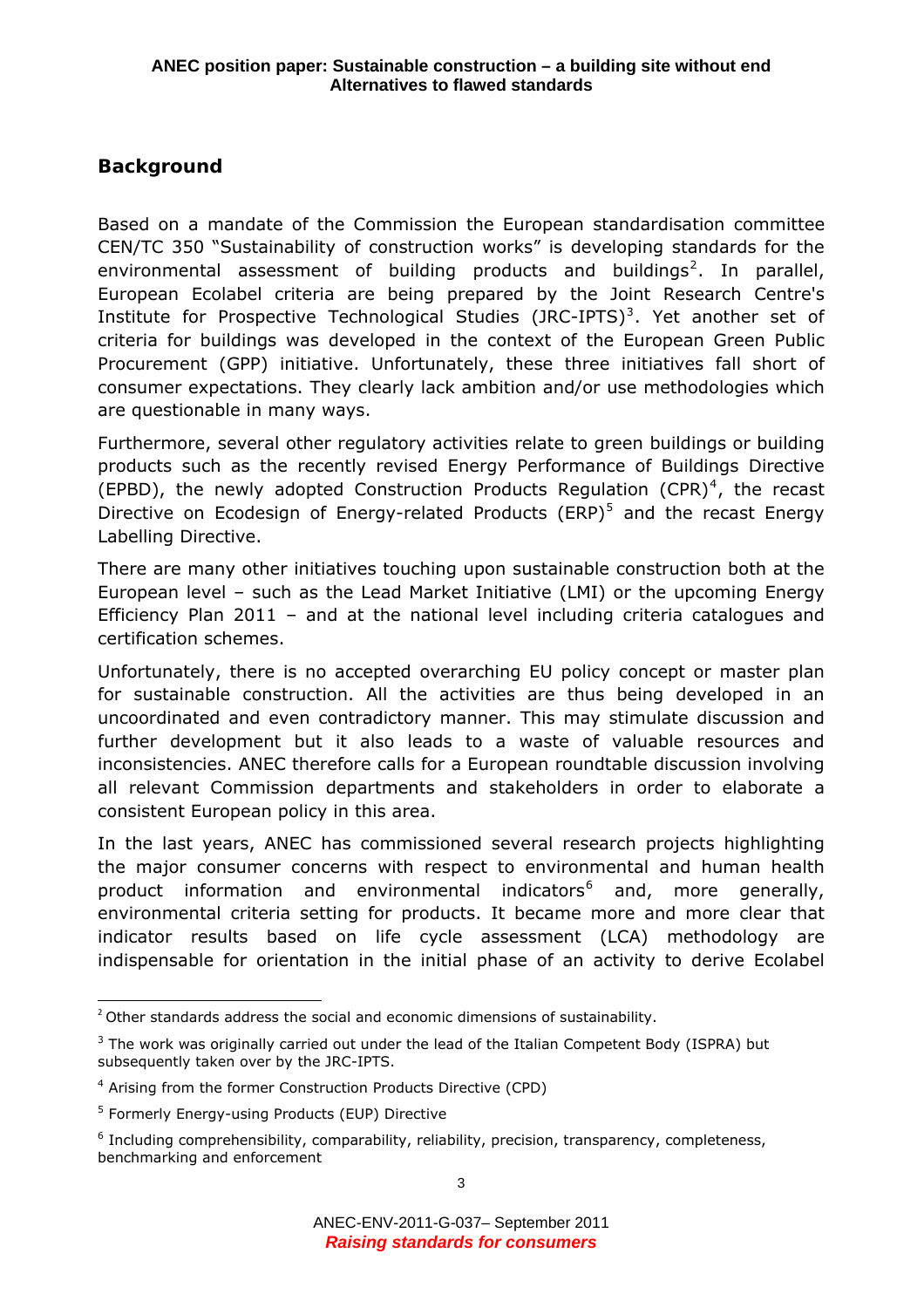## Background

Based on a mandate of the Commission the European standardisation committee CEN/TC 350 "Sustainability of construction works" is developing standards for the environmental assessment of building products and buildings[2]. In parallel, European Ecolabel criteria are being prepared by the Joint Research Centre's Institute for Prospective Technological Studies (JRC-IPTS)[3]. Yet another set of criteria for buildings was developed in the context of the European Green Public Procurement (GPP) initiative. Unfortunately, these three initiatives fall short of consumer expectations. They clearly lack ambition and/or use methodologies which are questionable in many ways.

Furthermore, several other regulatory activities relate to green buildings or building products such as the recently revised Energy Performance of Buildings Directive (EPBD), the newly adopted Construction Products Regulation (CPR)[4], the recast Directive on Ecodesign of Energy-related Products (ERP)[5] and the recast Energy Labelling Directive.

There are many other initiatives touching upon sustainable construction both at the European level – such as the Lead Market Initiative (LMI) or the upcoming Energy Efficiency Plan 2011 – and at the national level including criteria catalogues and certification schemes.

Unfortunately, there is no accepted overarching EU policy concept or master plan for sustainable construction. All the activities are thus being developed in an uncoordinated and even contradictory manner. This may stimulate discussion and further development but it also leads to a waste of valuable resources and inconsistencies. ANEC therefore calls for a European roundtable discussion involving all relevant Commission departments and stakeholders in order to elaborate a consistent European policy in this area.

In the last years, ANEC has commissioned several research projects highlighting the major consumer concerns with respect to environmental and human health product information and environmental indicators[6] and, more generally, environmental criteria setting for products. It became more and more clear that indicator results based on life cycle assessment (LCA) methodology are indispensable for orientation in the initial phase of an activity to derive Ecolabel

---

[2] Other standards address the social and economic dimensions of sustainability.

[3] The work was originally carried out under the lead of the Italian Competent Body (ISPRA) but subsequently taken over by the JRC-IPTS.

[4] Arising from the former Construction Products Directive (CPD)

[5] Formerly Energy-using Products (EUP) Directive

[6] Including comprehensibility, comparability, reliability, precision, transparency, completeness, benchmarking and enforcement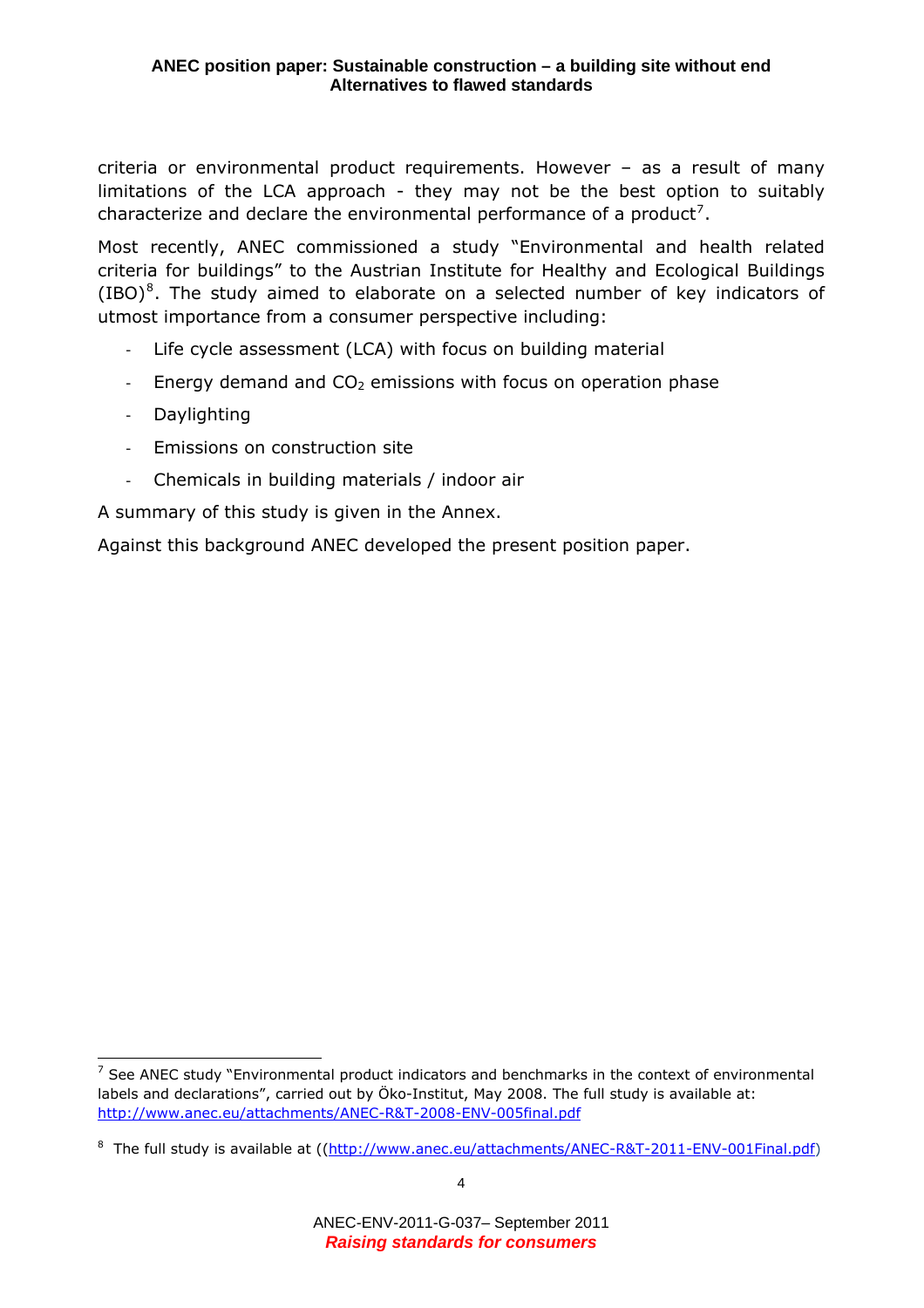criteria or environmental product requirements. However – as a result of many limitations of the LCA approach - they may not be the best option to suitably characterize and declare the environmental performance of a product[7].

Most recently, ANEC commissioned a study "Environmental and health related criteria for buildings" to the Austrian Institute for Healthy and Ecological Buildings (IBO)[8]. The study aimed to elaborate on a selected number of key indicators of utmost importance from a consumer perspective including:

- Life cycle assessment (LCA) with focus on building material
- Energy demand and $CO_2$ emissions with focus on operation phase
- Daylighting
- Emissions on construction site
- Chemicals in building materials / indoor air

A summary of this study is given in the Annex.

Against this background ANEC developed the present position paper.

---

[7] See ANEC study "Environmental product indicators and benchmarks in the context of environmental labels and declarations", carried out by Öko-Institut, May 2008. The full study is available at: http://www.anec.eu/attachments/ANEC-R&T-2008-ENV-005final.pdf

[8] The full study is available at ((http://www.anec.eu/attachments/ANEC-R&T-2011-ENV-001Final.pdf)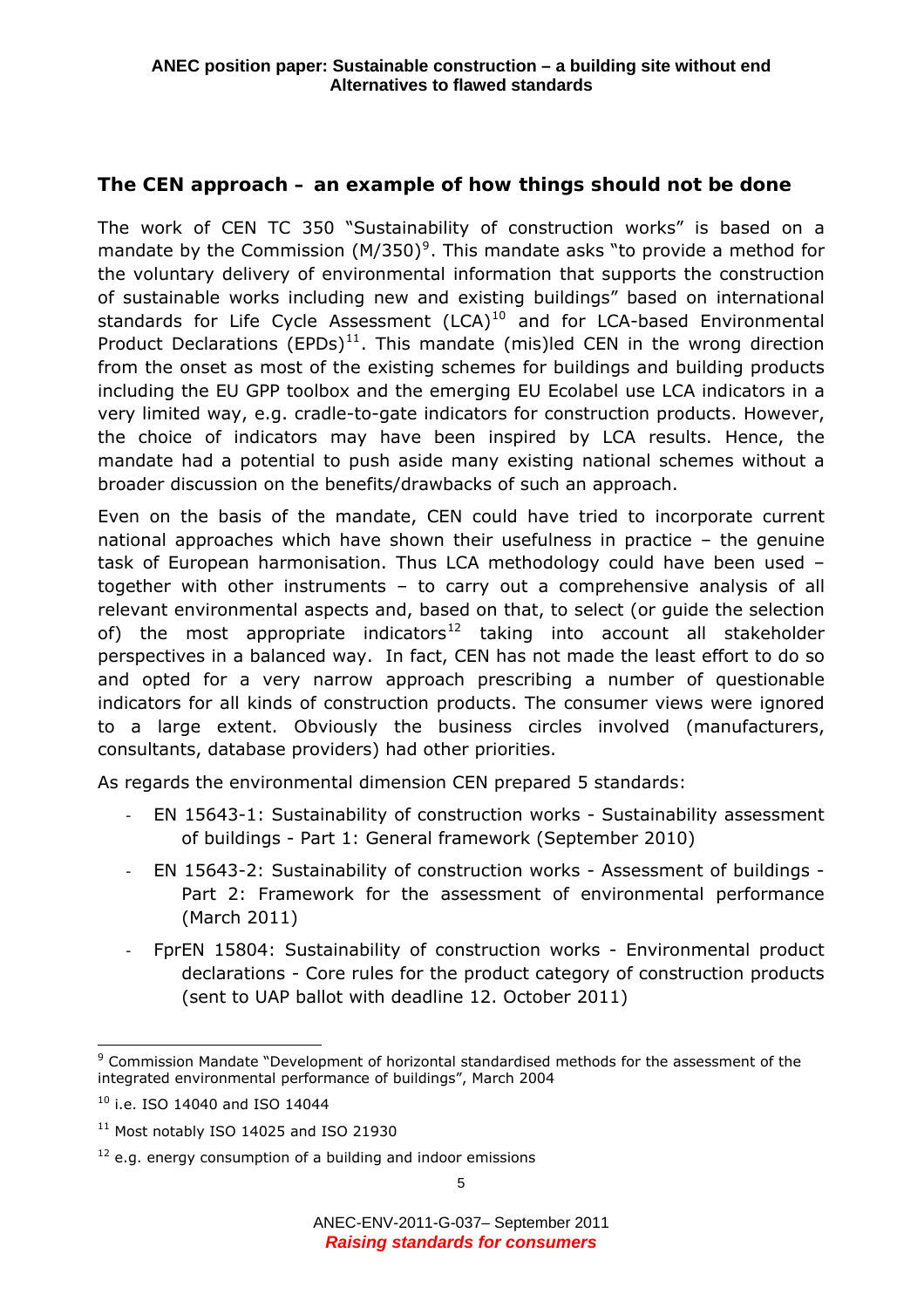## The CEN approach – an example of how things should not be done

The work of CEN TC 350 "Sustainability of construction works" is based on a mandate by the Commission (M/350)[9]. This mandate asks "to provide a method for the voluntary delivery of environmental information that supports the construction of sustainable works including new and existing buildings" based on international standards for Life Cycle Assessment (LCA)[10] and for LCA-based Environmental Product Declarations (EPDs)[11]. This mandate (mis)led CEN in the wrong direction from the onset as most of the existing schemes for buildings and building products including the EU GPP toolbox and the emerging EU Ecolabel use LCA indicators in a very limited way, e.g. cradle-to-gate indicators for construction products. However, the choice of indicators may have been inspired by LCA results. Hence, the mandate had a potential to push aside many existing national schemes without a broader discussion on the benefits/drawbacks of such an approach.

Even on the basis of the mandate, CEN could have tried to incorporate current national approaches which have shown their usefulness in practice – the genuine task of European harmonisation. Thus LCA methodology could have been used – together with other instruments – to carry out a comprehensive analysis of all relevant environmental aspects and, based on that, to select (or guide the selection of) the most appropriate indicators[12] taking into account all stakeholder perspectives in a balanced way. In fact, CEN has not made the least effort to do so and opted for a very narrow approach prescribing a number of questionable indicators for all kinds of construction products. The consumer views were ignored to a large extent. Obviously the business circles involved (manufacturers, consultants, database providers) had other priorities.

As regards the environmental dimension CEN prepared 5 standards:

- EN 15643-1: Sustainability of construction works - Sustainability assessment of buildings - Part 1: General framework (September 2010)
- EN 15643-2: Sustainability of construction works - Assessment of buildings - Part 2: Framework for the assessment of environmental performance (March 2011)
- FprEN 15804: Sustainability of construction works - Environmental product declarations - Core rules for the product category of construction products (sent to UAP ballot with deadline 12. October 2011)

[9] Commission Mandate "Development of horizontal standardised methods for the assessment of the integrated environmental performance of buildings", March 2004

[10] i.e. ISO 14040 and ISO 14044

[11] Most notably ISO 14025 and ISO 21930

[12] e.g. energy consumption of a building and indoor emissions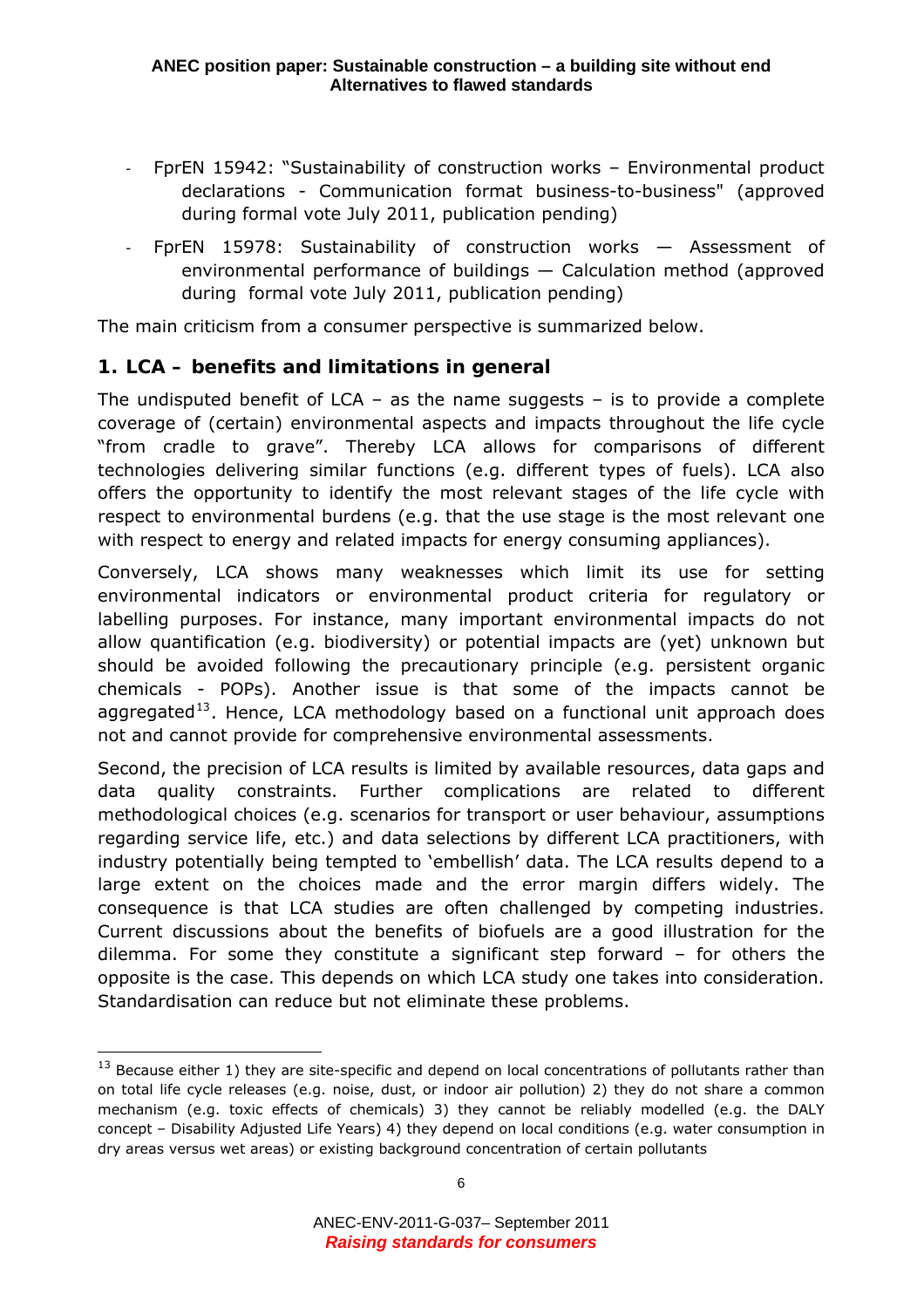- FprEN 15942: "Sustainability of construction works – Environmental product declarations - Communication format business-to-business" (approved during formal vote July 2011, publication pending)
- FprEN 15978: Sustainability of construction works — Assessment of environmental performance of buildings — Calculation method (approved during formal vote July 2011, publication pending)

The main criticism from a consumer perspective is summarized below.

## 1. LCA – benefits and limitations in general

The undisputed benefit of LCA – as the name suggests – is to provide a complete coverage of (certain) environmental aspects and impacts throughout the life cycle "from cradle to grave". Thereby LCA allows for comparisons of different technologies delivering similar functions (e.g. different types of fuels). LCA also offers the opportunity to identify the most relevant stages of the life cycle with respect to environmental burdens (e.g. that the use stage is the most relevant one with respect to energy and related impacts for energy consuming appliances).

Conversely, LCA shows many weaknesses which limit its use for setting environmental indicators or environmental product criteria for regulatory or labelling purposes. For instance, many important environmental impacts do not allow quantification (e.g. biodiversity) or potential impacts are (yet) unknown but should be avoided following the precautionary principle (e.g. persistent organic chemicals - POPs). Another issue is that some of the impacts cannot be aggregated[13]. Hence, LCA methodology based on a functional unit approach does not and cannot provide for comprehensive environmental assessments.

Second, the precision of LCA results is limited by available resources, data gaps and data quality constraints. Further complications are related to different methodological choices (e.g. scenarios for transport or user behaviour, assumptions regarding service life, etc.) and data selections by different LCA practitioners, with industry potentially being tempted to 'embellish' data. The LCA results depend to a large extent on the choices made and the error margin differs widely. The consequence is that LCA studies are often challenged by competing industries. Current discussions about the benefits of biofuels are a good illustration for the dilemma. For some they constitute a significant step forward – for others the opposite is the case. This depends on which LCA study one takes into consideration. Standardisation can reduce but not eliminate these problems.

---

[13] Because either 1) they are site-specific and depend on local concentrations of pollutants rather than on total life cycle releases (e.g. noise, dust, or indoor air pollution) 2) they do not share a common mechanism (e.g. toxic effects of chemicals) 3) they cannot be reliably modelled (e.g. the DALY concept – Disability Adjusted Life Years) 4) they depend on local conditions (e.g. water consumption in dry areas versus wet areas) or existing background concentration of certain pollutants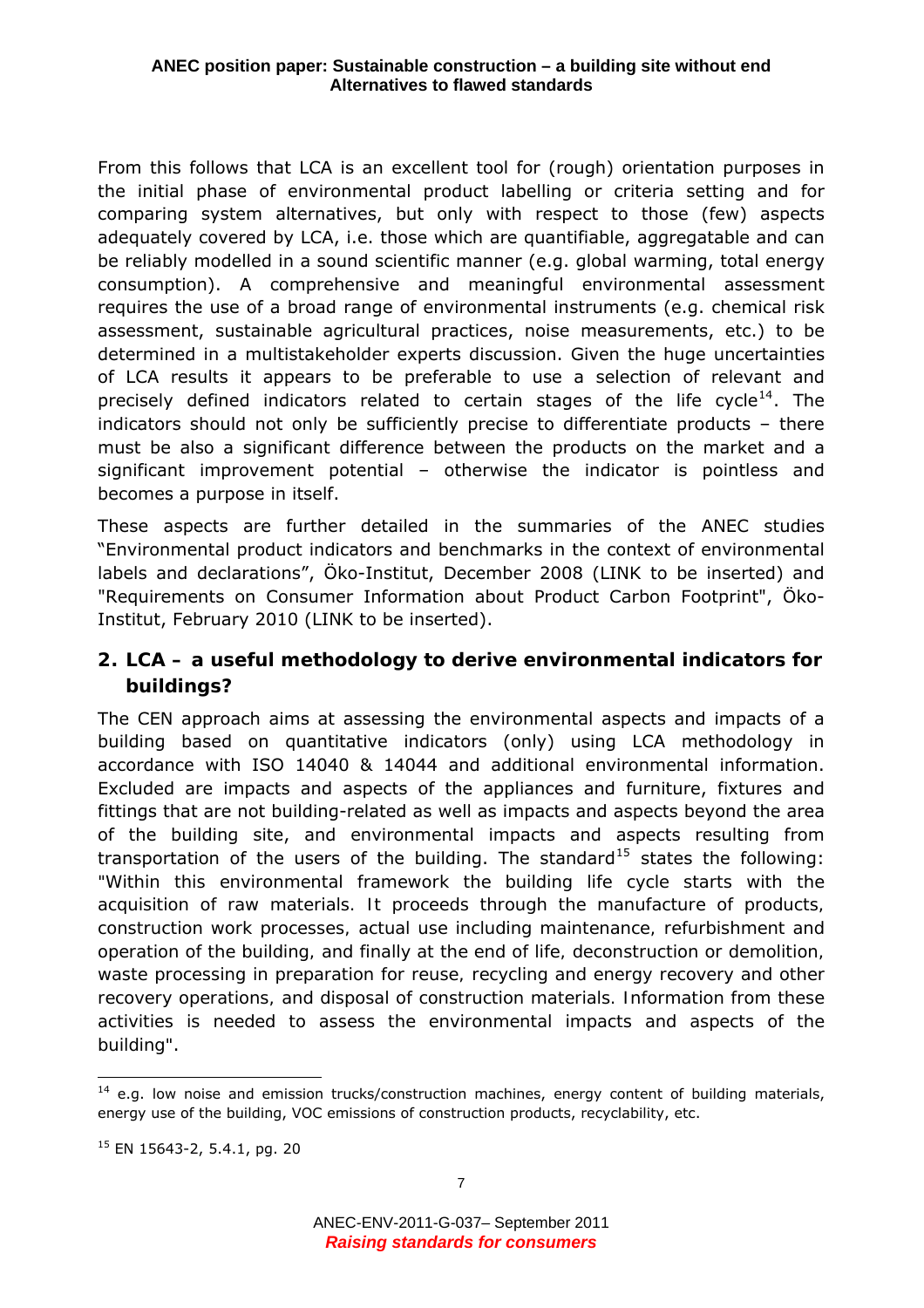From this follows that LCA is an excellent tool for (rough) orientation purposes in the initial phase of environmental product labelling or criteria setting and for comparing system alternatives, but only with respect to those (few) aspects adequately covered by LCA, i.e. those which are quantifiable, aggregatable and can be reliably modelled in a sound scientific manner (e.g. global warming, total energy consumption). A comprehensive and meaningful environmental assessment requires the use of a broad range of environmental instruments (e.g. chemical risk assessment, sustainable agricultural practices, noise measurements, etc.) to be determined in a multistakeholder experts discussion. Given the huge uncertainties of LCA results it appears to be preferable to use a selection of relevant and precisely defined indicators related to certain stages of the life cycle[14]. The indicators should not only be sufficiently precise to differentiate products – there must be also a significant difference between the products on the market and a significant improvement potential – otherwise the indicator is pointless and becomes a purpose in itself.

These aspects are further detailed in the summaries of the ANEC studies "Environmental product indicators and benchmarks in the context of environmental labels and declarations", Öko-Institut, December 2008 (LINK to be inserted) and "Requirements on Consumer Information about Product Carbon Footprint", Öko-Institut, February 2010 (LINK to be inserted).

## 2. LCA – a useful methodology to derive environmental indicators for buildings?

The CEN approach aims at assessing the environmental aspects and impacts of a building based on quantitative indicators (only) using LCA methodology in accordance with ISO 14040 & 14044 and additional environmental information. Excluded are impacts and aspects of the appliances and furniture, fixtures and fittings that are not building-related as well as impacts and aspects beyond the area of the building site, and environmental impacts and aspects resulting from transportation of the users of the building. The standard[15] states the following: "Within this environmental framework the building life cycle starts with the acquisition of raw materials. It proceeds through the manufacture of products, construction work processes, actual use including maintenance, refurbishment and operation of the building, and finally at the end of life, deconstruction or demolition, waste processing in preparation for reuse, recycling and energy recovery and other recovery operations, and disposal of construction materials. Information from these activities is needed to assess the environmental impacts and aspects of the building".

[14] e.g. low noise and emission trucks/construction machines, energy content of building materials, energy use of the building, VOC emissions of construction products, recyclability, etc.

[15] EN 15643-2, 5.4.1, pg. 20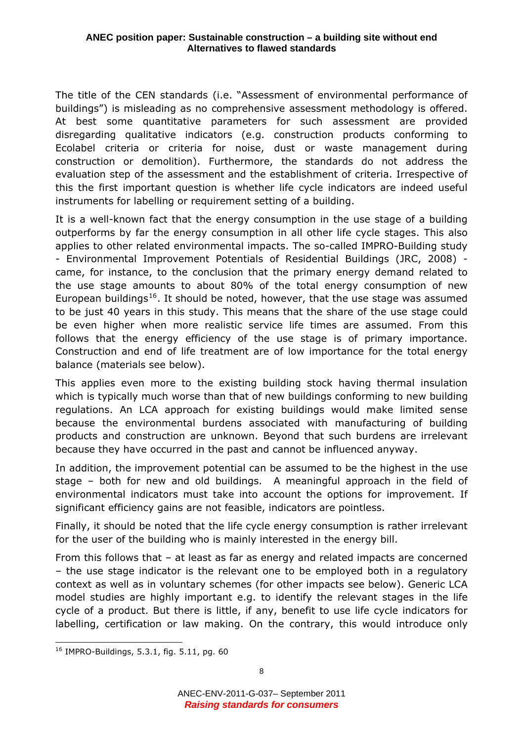The title of the CEN standards (i.e. "Assessment of environmental performance of buildings") is misleading as no comprehensive assessment methodology is offered. At best some quantitative parameters for such assessment are provided disregarding qualitative indicators (e.g. construction products conforming to Ecolabel criteria or criteria for noise, dust or waste management during construction or demolition). Furthermore, the standards do not address the evaluation step of the assessment and the establishment of criteria. Irrespective of this the first important question is whether life cycle indicators are indeed useful instruments for labelling or requirement setting of a building.

It is a well-known fact that the energy consumption in the use stage of a building outperforms by far the energy consumption in all other life cycle stages. This also applies to other related environmental impacts. The so-called IMPRO-Building study - Environmental Improvement Potentials of Residential Buildings (JRC, 2008) - came, for instance, to the conclusion that the primary energy demand related to the use stage amounts to about 80% of the total energy consumption of new European buildings[16]. It should be noted, however, that the use stage was assumed to be just 40 years in this study. This means that the share of the use stage could be even higher when more realistic service life times are assumed. From this follows that the energy efficiency of the use stage is of primary importance. Construction and end of life treatment are of low importance for the total energy balance (materials see below).

This applies even more to the existing building stock having thermal insulation which is typically much worse than that of new buildings conforming to new building regulations. An LCA approach for existing buildings would make limited sense because the environmental burdens associated with manufacturing of building products and construction are unknown. Beyond that such burdens are irrelevant because they have occurred in the past and cannot be influenced anyway.

In addition, the improvement potential can be assumed to be the highest in the use stage – both for new and old buildings. A meaningful approach in the field of environmental indicators must take into account the options for improvement. If significant efficiency gains are not feasible, indicators are pointless.

Finally, it should be noted that the life cycle energy consumption is rather irrelevant for the user of the building who is mainly interested in the energy bill.

From this follows that – at least as far as energy and related impacts are concerned – the use stage indicator is the relevant one to be employed both in a regulatory context as well as in voluntary schemes (for other impacts see below). Generic LCA model studies are highly important e.g. to identify the relevant stages in the life cycle of a product. But there is little, if any, benefit to use life cycle indicators for labelling, certification or law making. On the contrary, this would introduce only

[16] IMPRO-Buildings, 5.3.1, fig. 5.11, pg. 60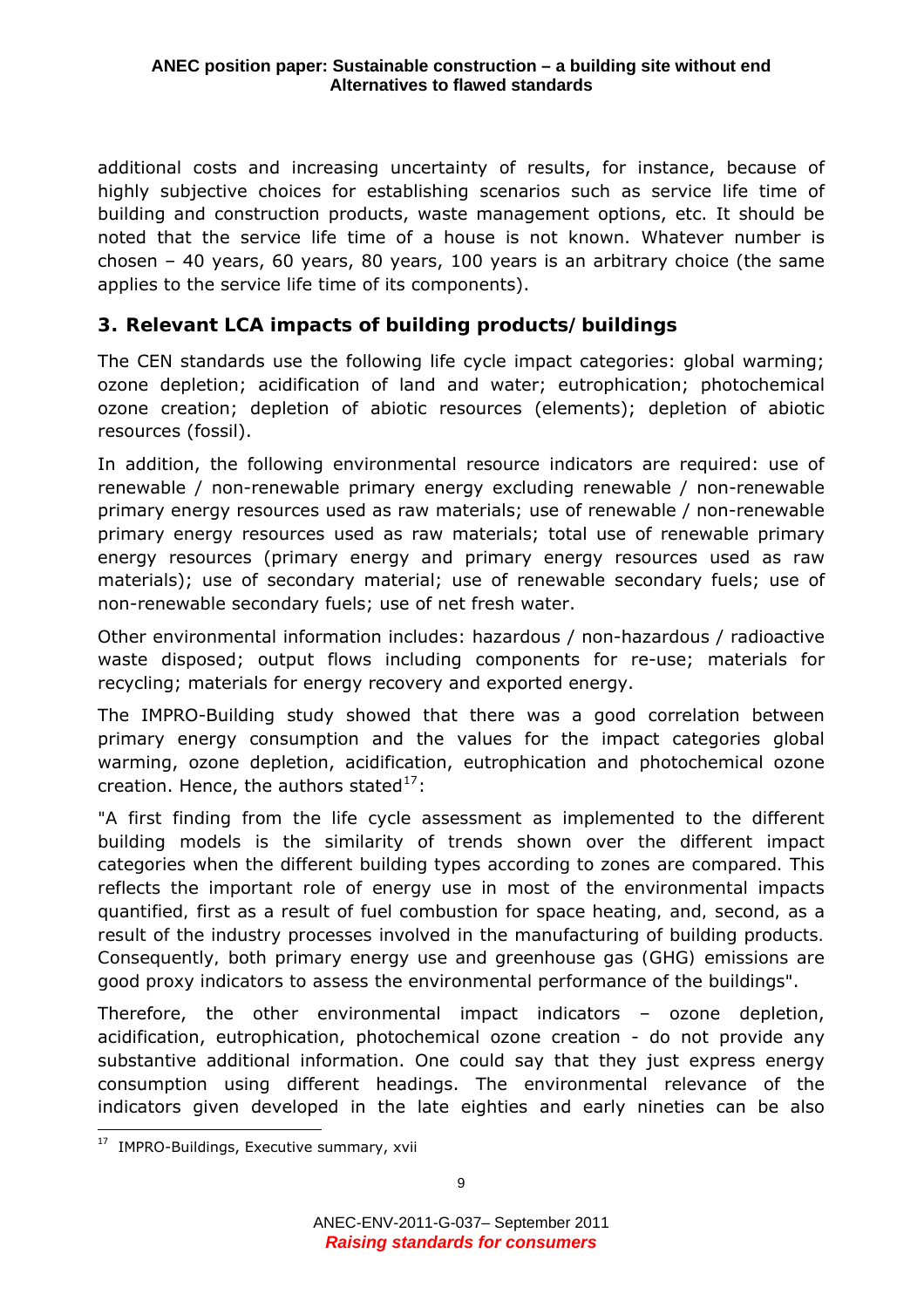additional costs and increasing uncertainty of results, for instance, because of highly subjective choices for establishing scenarios such as service life time of building and construction products, waste management options, etc. It should be noted that the service life time of a house is not known. Whatever number is chosen – 40 years, 60 years, 80 years, 100 years is an arbitrary choice (the same applies to the service life time of its components).

## 3. Relevant LCA impacts of building products/buildings

The CEN standards use the following life cycle impact categories: global warming; ozone depletion; acidification of land and water; eutrophication; photochemical ozone creation; depletion of abiotic resources (elements); depletion of abiotic resources (fossil).

In addition, the following environmental resource indicators are required: use of renewable / non-renewable primary energy excluding renewable / non-renewable primary energy resources used as raw materials; use of renewable / non-renewable primary energy resources used as raw materials; total use of renewable primary energy resources (primary energy and primary energy resources used as raw materials); use of secondary material; use of renewable secondary fuels; use of non-renewable secondary fuels; use of net fresh water.

Other environmental information includes: hazardous / non-hazardous / radioactive waste disposed; output flows including components for re-use; materials for recycling; materials for energy recovery and exported energy.

The IMPRO-Building study showed that there was a good correlation between primary energy consumption and the values for the impact categories global warming, ozone depletion, acidification, eutrophication and photochemical ozone creation. Hence, the authors stated[17]:

"A first finding from the life cycle assessment as implemented to the different building models is the similarity of trends shown over the different impact categories when the different building types according to zones are compared. This reflects the important role of energy use in most of the environmental impacts quantified, first as a result of fuel combustion for space heating, and, second, as a result of the industry processes involved in the manufacturing of building products. Consequently, both primary energy use and greenhouse gas (GHG) emissions are good proxy indicators to assess the environmental performance of the buildings".

Therefore, the other environmental impact indicators – ozone depletion, acidification, eutrophication, photochemical ozone creation - do not provide any substantive additional information. One could say that they just express energy consumption using different headings. The environmental relevance of the indicators given developed in the late eighties and early nineties can be also

[17] IMPRO-Buildings, Executive summary, xvii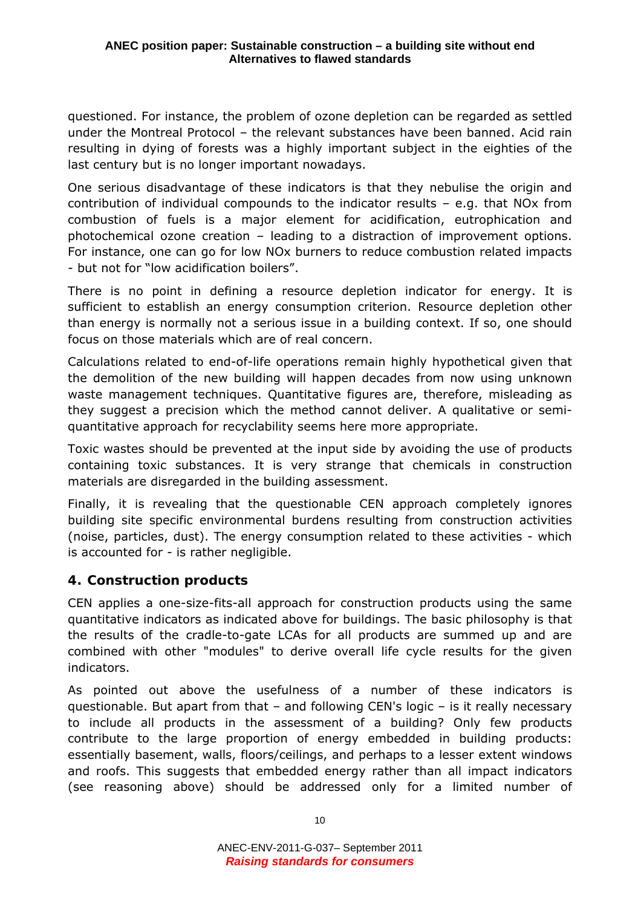questioned. For instance, the problem of ozone depletion can be regarded as settled under the Montreal Protocol – the relevant substances have been banned. Acid rain resulting in dying of forests was a highly important subject in the eighties of the last century but is no longer important nowadays.

One serious disadvantage of these indicators is that they nebulise the origin and contribution of individual compounds to the indicator results – e.g. that NOx from combustion of fuels is a major element for acidification, eutrophication and photochemical ozone creation – leading to a distraction of improvement options. For instance, one can go for low NOx burners to reduce combustion related impacts - but not for "low acidification boilers".

There is no point in defining a resource depletion indicator for energy. It is sufficient to establish an energy consumption criterion. Resource depletion other than energy is normally not a serious issue in a building context. If so, one should focus on those materials which are of real concern.

Calculations related to end-of-life operations remain highly hypothetical given that the demolition of the new building will happen decades from now using unknown waste management techniques. Quantitative figures are, therefore, misleading as they suggest a precision which the method cannot deliver. A qualitative or semi-quantitative approach for recyclability seems here more appropriate.

Toxic wastes should be prevented at the input side by avoiding the use of products containing toxic substances. It is very strange that chemicals in construction materials are disregarded in the building assessment.

Finally, it is revealing that the questionable CEN approach completely ignores building site specific environmental burdens resulting from construction activities (noise, particles, dust). The energy consumption related to these activities - which is accounted for - is rather negligible.

## 4. Construction products

CEN applies a one-size-fits-all approach for construction products using the same quantitative indicators as indicated above for buildings. The basic philosophy is that the results of the cradle-to-gate LCAs for all products are summed up and are combined with other "modules" to derive overall life cycle results for the given indicators.

As pointed out above the usefulness of a number of these indicators is questionable. But apart from that – and following CEN's logic – is it really necessary to include all products in the assessment of a building? Only few products contribute to the large proportion of energy embedded in building products: essentially basement, walls, floors/ceilings, and perhaps to a lesser extent windows and roofs. This suggests that embedded energy rather than all impact indicators (see reasoning above) should be addressed only for a limited number of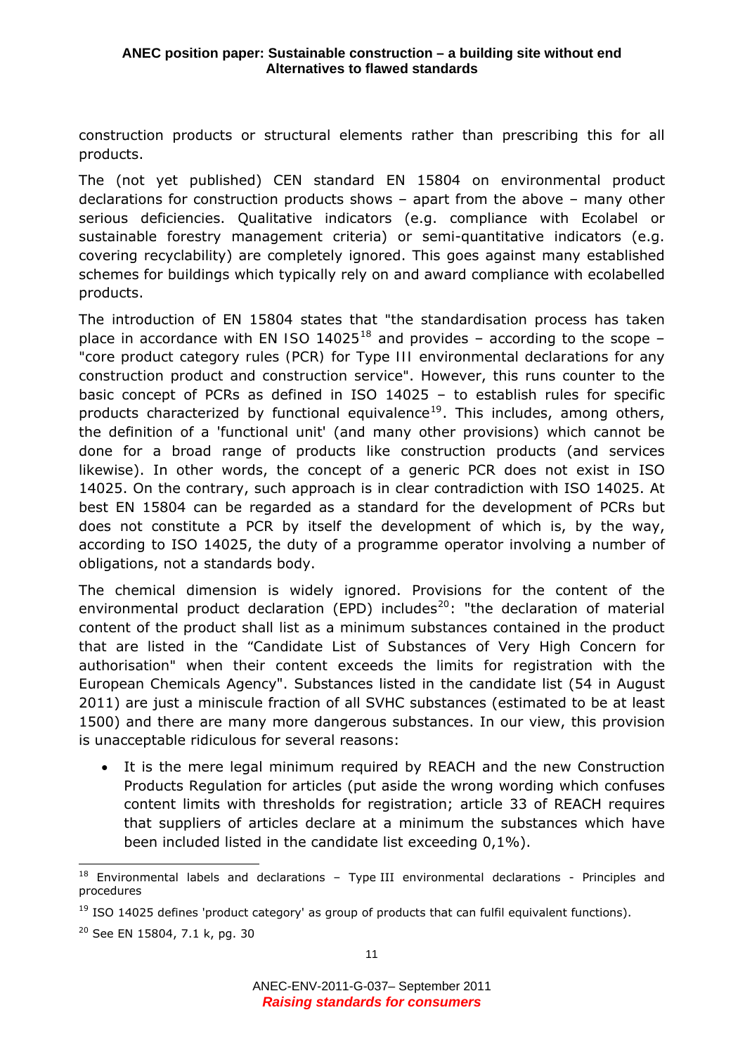construction products or structural elements rather than prescribing this for all products.

The (not yet published) CEN standard EN 15804 on environmental product declarations for construction products shows – apart from the above – many other serious deficiencies. Qualitative indicators (e.g. compliance with Ecolabel or sustainable forestry management criteria) or semi-quantitative indicators (e.g. covering recyclability) are completely ignored. This goes against many established schemes for buildings which typically rely on and award compliance with ecolabelled products.

The introduction of EN 15804 states that "the standardisation process has taken place in accordance with EN ISO 14025[18] and provides – according to the scope – "core product category rules (PCR) for Type III environmental declarations for any construction product and construction service". However, this runs counter to the basic concept of PCRs as defined in ISO 14025 – to establish rules for specific products characterized by functional equivalence[19]. This includes, among others, the definition of a 'functional unit' (and many other provisions) which cannot be done for a broad range of products like construction products (and services likewise). In other words, the concept of a generic PCR does not exist in ISO 14025. On the contrary, such approach is in clear contradiction with ISO 14025. At best EN 15804 can be regarded as a standard for the development of PCRs but does not constitute a PCR by itself the development of which is, by the way, according to ISO 14025, the duty of a programme operator involving a number of obligations, not a standards body.

The chemical dimension is widely ignored. Provisions for the content of the environmental product declaration (EPD) includes[20]: "the declaration of material content of the product shall list as a minimum substances contained in the product that are listed in the "Candidate List of Substances of Very High Concern for authorisation" when their content exceeds the limits for registration with the European Chemicals Agency". Substances listed in the candidate list (54 in August 2011) are just a miniscule fraction of all SVHC substances (estimated to be at least 1500) and there are many more dangerous substances. In our view, this provision is unacceptable ridiculous for several reasons:

- It is the mere legal minimum required by REACH and the new Construction Products Regulation for articles (put aside the wrong wording which confuses content limits with thresholds for registration; article 33 of REACH requires that suppliers of articles declare at a minimum the substances which have been included listed in the candidate list exceeding 0,1%).

---

[18] Environmental labels and declarations – Type III environmental declarations - Principles and procedures

[19] ISO 14025 defines 'product category' as group of products that can fulfil equivalent functions).

[20] See EN 15804, 7.1 k, pg. 30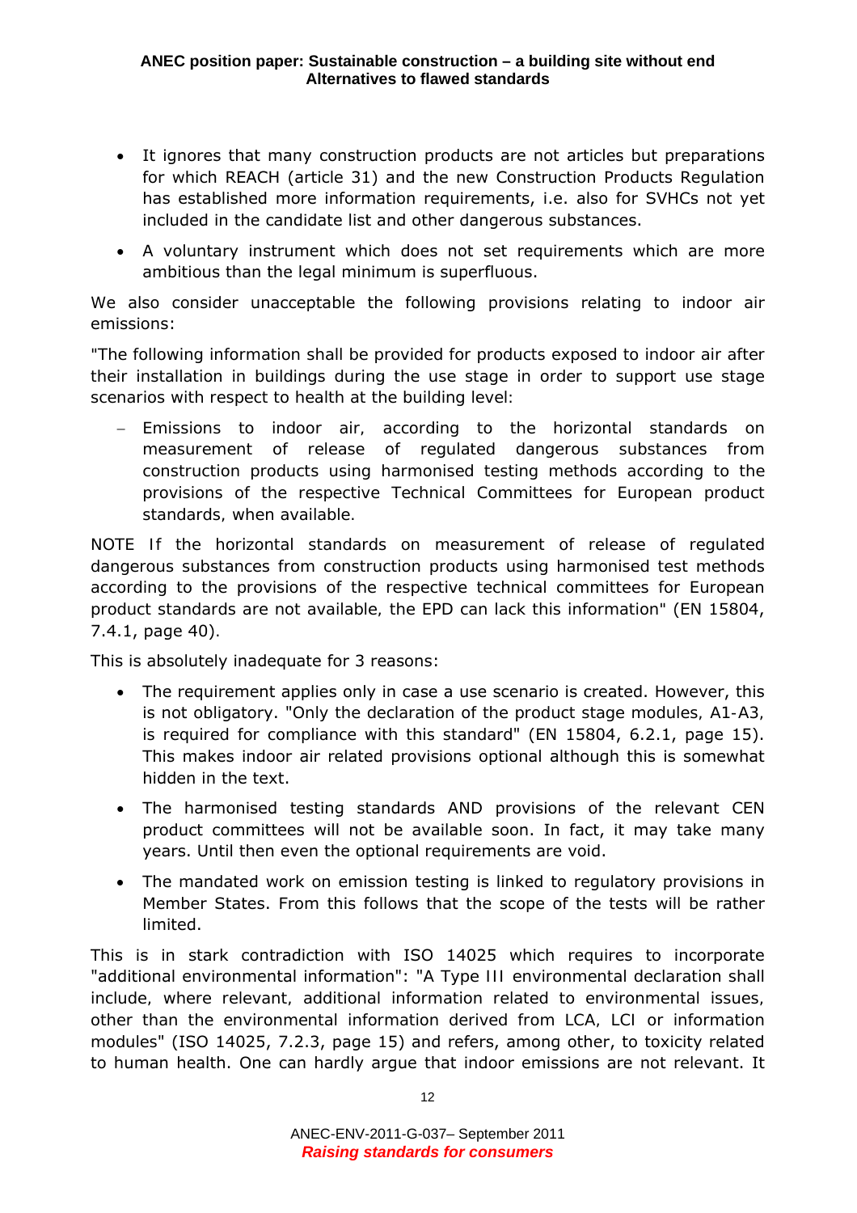- It ignores that many construction products are not articles but preparations for which REACH (article 31) and the new Construction Products Regulation has established more information requirements, i.e. also for SVHCs not yet included in the candidate list and other dangerous substances.
- A voluntary instrument which does not set requirements which are more ambitious than the legal minimum is superfluous.

We also consider unacceptable the following provisions relating to indoor air emissions:

"The following information shall be provided for products exposed to indoor air after their installation in buildings during the use stage in order to support use stage scenarios with respect to health at the building level:

- Emissions to indoor air, according to the horizontal standards on measurement of release of regulated dangerous substances from construction products using harmonised testing methods according to the provisions of the respective Technical Committees for European product standards, when available.

NOTE If the horizontal standards on measurement of release of regulated dangerous substances from construction products using harmonised test methods according to the provisions of the respective technical committees for European product standards are not available, the EPD can lack this information" (EN 15804, 7.4.1, page 40).

This is absolutely inadequate for 3 reasons:

- The requirement applies only in case a use scenario is created. However, this is not obligatory. "Only the declaration of the product stage modules, A1-A3, is required for compliance with this standard" (EN 15804, 6.2.1, page 15). This makes indoor air related provisions optional although this is somewhat hidden in the text.
- The harmonised testing standards AND provisions of the relevant CEN product committees will not be available soon. In fact, it may take many years. Until then even the optional requirements are void.
- The mandated work on emission testing is linked to regulatory provisions in Member States. From this follows that the scope of the tests will be rather limited.

This is in stark contradiction with ISO 14025 which requires to incorporate "additional environmental information": "A Type III environmental declaration shall include, where relevant, additional information related to environmental issues, other than the environmental information derived from LCA, LCI or information modules" (ISO 14025, 7.2.3, page 15) and refers, among other, to toxicity related to human health. One can hardly argue that indoor emissions are not relevant. It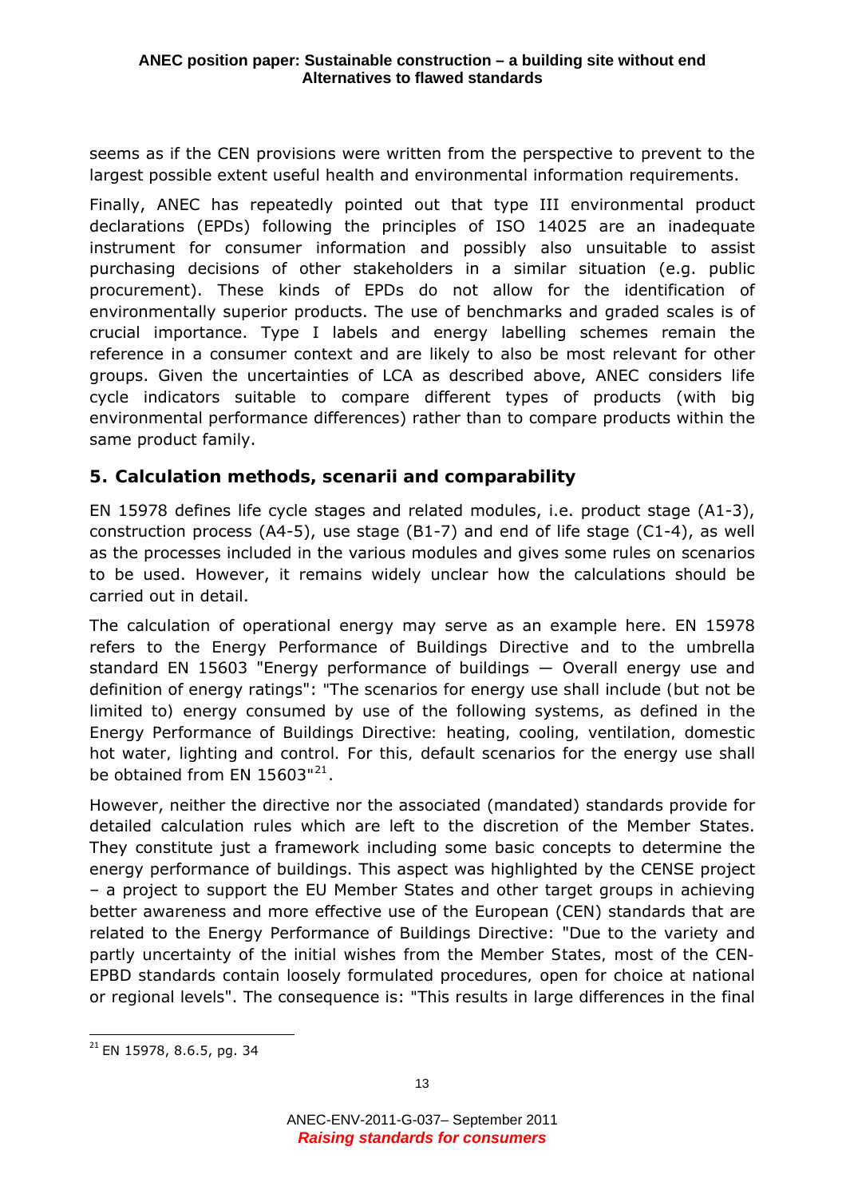seems as if the CEN provisions were written from the perspective to prevent to the largest possible extent useful health and environmental information requirements.

Finally, ANEC has repeatedly pointed out that type III environmental product declarations (EPDs) following the principles of ISO 14025 are an inadequate instrument for consumer information and possibly also unsuitable to assist purchasing decisions of other stakeholders in a similar situation (e.g. public procurement). These kinds of EPDs do not allow for the identification of environmentally superior products. The use of benchmarks and graded scales is of crucial importance. Type I labels and energy labelling schemes remain the reference in a consumer context and are likely to also be most relevant for other groups. Given the uncertainties of LCA as described above, ANEC considers life cycle indicators suitable to compare different types of products (with big environmental performance differences) rather than to compare products within the same product family.

## 5. Calculation methods, scenarii and comparability

EN 15978 defines life cycle stages and related modules, i.e. product stage (A1-3), construction process (A4-5), use stage (B1-7) and end of life stage (C1-4), as well as the processes included in the various modules and gives some rules on scenarios to be used. However, it remains widely unclear how the calculations should be carried out in detail.

The calculation of operational energy may serve as an example here. EN 15978 refers to the Energy Performance of Buildings Directive and to the umbrella standard EN 15603 "Energy performance of buildings — Overall energy use and definition of energy ratings": "The scenarios for energy use shall include (but not be limited to) energy consumed by use of the following systems, as defined in the Energy Performance of Buildings Directive: heating, cooling, ventilation, domestic hot water, lighting and control. For this, default scenarios for the energy use shall be obtained from EN 15603"[21].

However, neither the directive nor the associated (mandated) standards provide for detailed calculation rules which are left to the discretion of the Member States. They constitute just a framework including some basic concepts to determine the energy performance of buildings. This aspect was highlighted by the CENSE project – a project to support the EU Member States and other target groups in achieving better awareness and more effective use of the European (CEN) standards that are related to the Energy Performance of Buildings Directive: "Due to the variety and partly uncertainty of the initial wishes from the Member States, most of the CEN-EPBD standards contain loosely formulated procedures, open for choice at national or regional levels". The consequence is: "This results in large differences in the final

[21] EN 15978, 8.6.5, pg. 34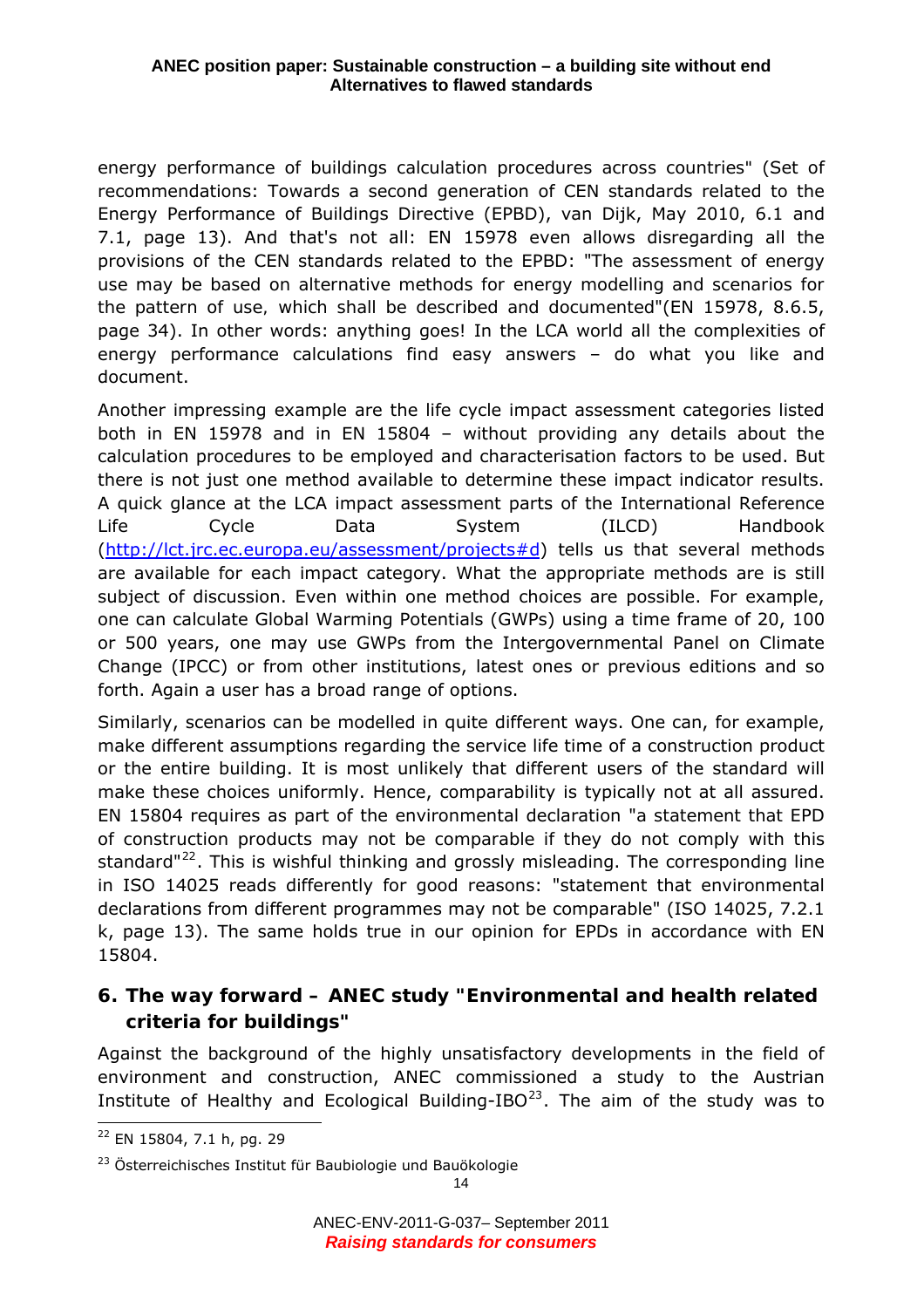energy performance of buildings calculation procedures across countries" (Set of recommendations: Towards a second generation of CEN standards related to the Energy Performance of Buildings Directive (EPBD), van Dijk, May 2010, 6.1 and 7.1, page 13). And that's not all: EN 15978 even allows disregarding all the provisions of the CEN standards related to the EPBD: "The assessment of energy use may be based on alternative methods for energy modelling and scenarios for the pattern of use, which shall be described and documented"(EN 15978, 8.6.5, page 34). In other words: anything goes! In the LCA world all the complexities of energy performance calculations find easy answers – do what you like and document.

Another impressing example are the life cycle impact assessment categories listed both in EN 15978 and in EN 15804 – without providing any details about the calculation procedures to be employed and characterisation factors to be used. But there is not just one method available to determine these impact indicator results. A quick glance at the LCA impact assessment parts of the International Reference Life Cycle Data System (ILCD) Handbook (http://lct.jrc.ec.europa.eu/assessment/projects#d) tells us that several methods are available for each impact category. What the appropriate methods are is still subject of discussion. Even within one method choices are possible. For example, one can calculate Global Warming Potentials (GWPs) using a time frame of 20, 100 or 500 years, one may use GWPs from the Intergovernmental Panel on Climate Change (IPCC) or from other institutions, latest ones or previous editions and so forth. Again a user has a broad range of options.

Similarly, scenarios can be modelled in quite different ways. One can, for example, make different assumptions regarding the service life time of a construction product or the entire building. It is most unlikely that different users of the standard will make these choices uniformly. Hence, comparability is typically not at all assured. EN 15804 requires as part of the environmental declaration "a statement that EPD of construction products may not be comparable if they do not comply with this standard"[22]. This is wishful thinking and grossly misleading. The corresponding line in ISO 14025 reads differently for good reasons: "statement that environmental declarations from different programmes may not be comparable" (ISO 14025, 7.2.1 k, page 13). The same holds true in our opinion for EPDs in accordance with EN 15804.

## 6. The way forward – ANEC study "Environmental and health related criteria for buildings"

Against the background of the highly unsatisfactory developments in the field of environment and construction, ANEC commissioned a study to the Austrian Institute of Healthy and Ecological Building-IBO[23]. The aim of the study was to

[22] EN 15804, 7.1 h, pg. 29

[23] Österreichisches Institut für Baubiologie und Bauökologie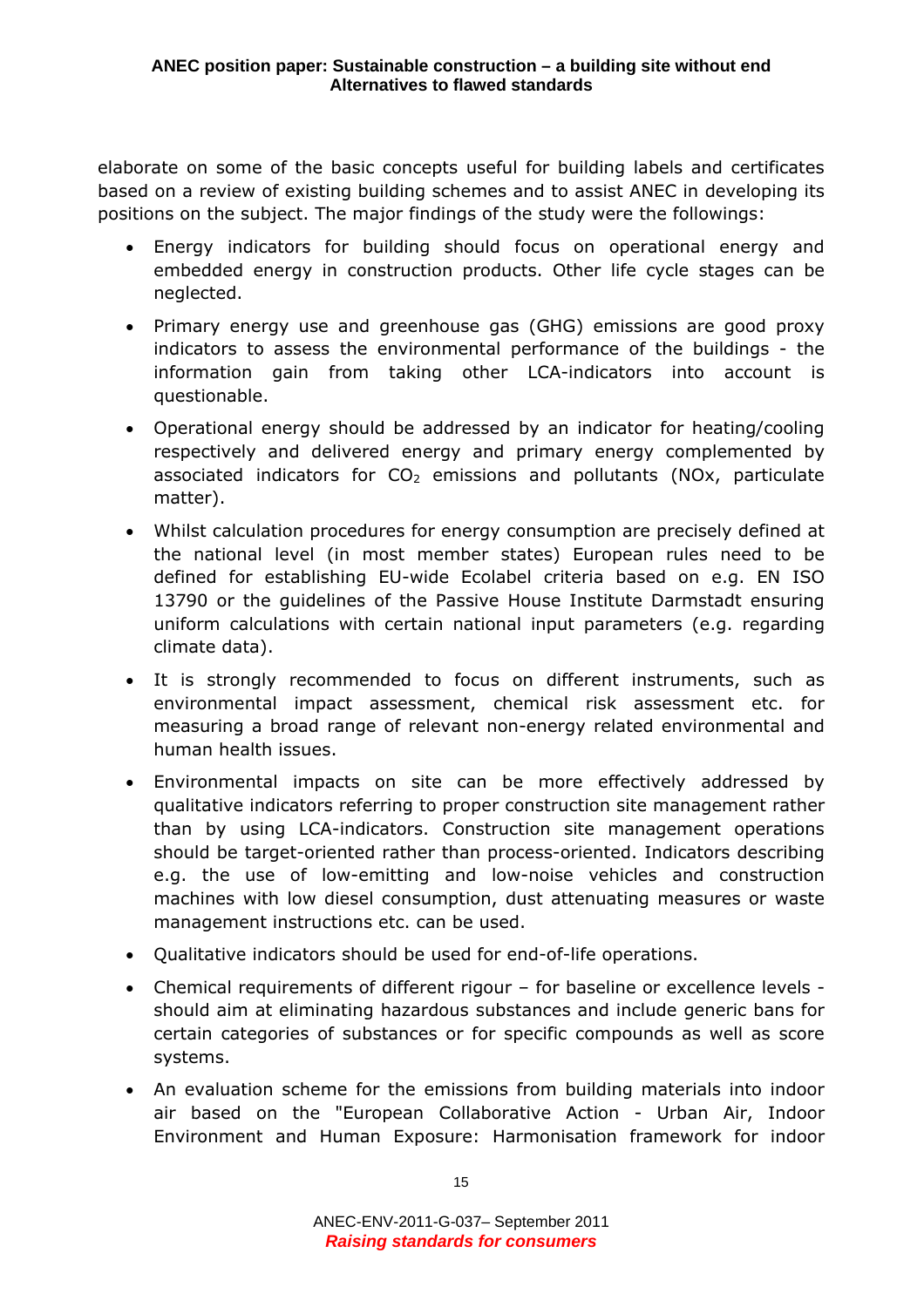elaborate on some of the basic concepts useful for building labels and certificates based on a review of existing building schemes and to assist ANEC in developing its positions on the subject. The major findings of the study were the followings:

- Energy indicators for building should focus on operational energy and embedded energy in construction products. Other life cycle stages can be neglected.
- Primary energy use and greenhouse gas (GHG) emissions are good proxy indicators to assess the environmental performance of the buildings - the information gain from taking other LCA-indicators into account is questionable.
- Operational energy should be addressed by an indicator for heating/cooling respectively and delivered energy and primary energy complemented by associated indicators for $CO_2$ emissions and pollutants (NOx, particulate matter).
- Whilst calculation procedures for energy consumption are precisely defined at the national level (in most member states) European rules need to be defined for establishing EU-wide Ecolabel criteria based on e.g. EN ISO 13790 or the guidelines of the Passive House Institute Darmstadt ensuring uniform calculations with certain national input parameters (e.g. regarding climate data).
- It is strongly recommended to focus on different instruments, such as environmental impact assessment, chemical risk assessment etc. for measuring a broad range of relevant non-energy related environmental and human health issues.
- Environmental impacts on site can be more effectively addressed by qualitative indicators referring to proper construction site management rather than by using LCA-indicators. Construction site management operations should be target-oriented rather than process-oriented. Indicators describing e.g. the use of low-emitting and low-noise vehicles and construction machines with low diesel consumption, dust attenuating measures or waste management instructions etc. can be used.
- Qualitative indicators should be used for end-of-life operations.
- Chemical requirements of different rigour – for baseline or excellence levels - should aim at eliminating hazardous substances and include generic bans for certain categories of substances or for specific compounds as well as score systems.
- An evaluation scheme for the emissions from building materials into indoor air based on the "European Collaborative Action - Urban Air, Indoor Environment and Human Exposure: Harmonisation framework for indoor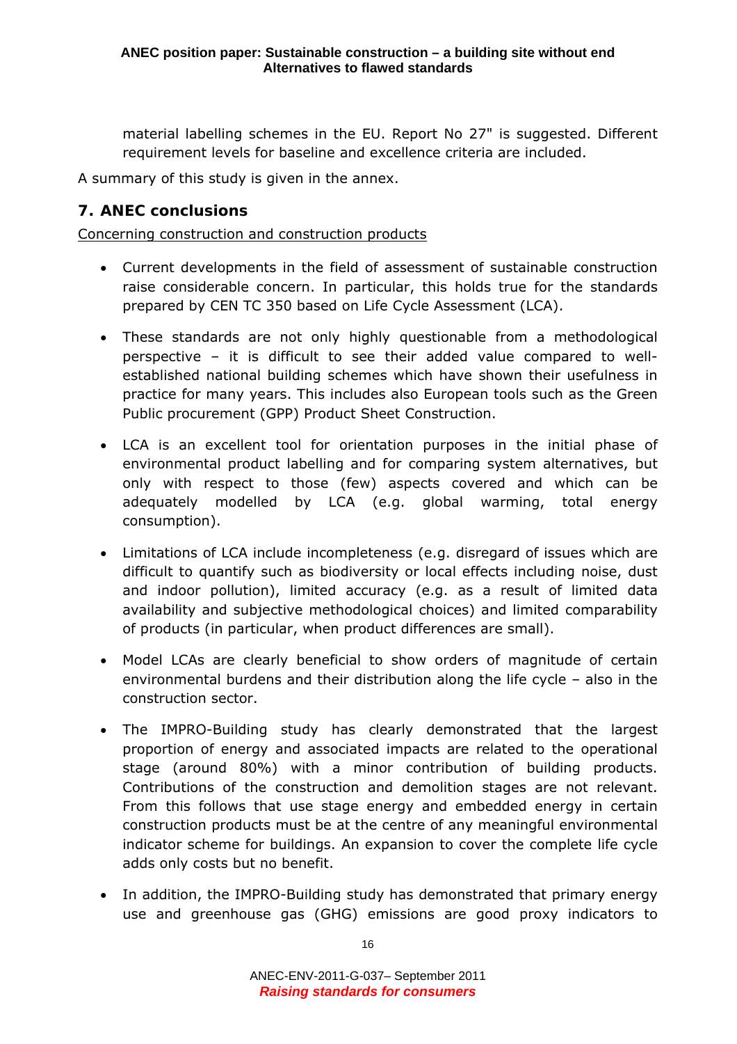material labelling schemes in the EU. Report No 27" is suggested. Different requirement levels for baseline and excellence criteria are included.

A summary of this study is given in the annex.

## 7. ANEC conclusions

Concerning construction and construction products

- Current developments in the field of assessment of sustainable construction raise considerable concern. In particular, this holds true for the standards prepared by CEN TC 350 based on Life Cycle Assessment (LCA).
- These standards are not only highly questionable from a methodological perspective – it is difficult to see their added value compared to well-established national building schemes which have shown their usefulness in practice for many years. This includes also European tools such as the Green Public procurement (GPP) Product Sheet Construction.
- LCA is an excellent tool for orientation purposes in the initial phase of environmental product labelling and for comparing system alternatives, but only with respect to those (few) aspects covered and which can be adequately modelled by LCA (e.g. global warming, total energy consumption).
- Limitations of LCA include incompleteness (e.g. disregard of issues which are difficult to quantify such as biodiversity or local effects including noise, dust and indoor pollution), limited accuracy (e.g. as a result of limited data availability and subjective methodological choices) and limited comparability of products (in particular, when product differences are small).
- Model LCAs are clearly beneficial to show orders of magnitude of certain environmental burdens and their distribution along the life cycle – also in the construction sector.
- The IMPRO-Building study has clearly demonstrated that the largest proportion of energy and associated impacts are related to the operational stage (around 80%) with a minor contribution of building products. Contributions of the construction and demolition stages are not relevant. From this follows that use stage energy and embedded energy in certain construction products must be at the centre of any meaningful environmental indicator scheme for buildings. An expansion to cover the complete life cycle adds only costs but no benefit.
- In addition, the IMPRO-Building study has demonstrated that primary energy use and greenhouse gas (GHG) emissions are good proxy indicators to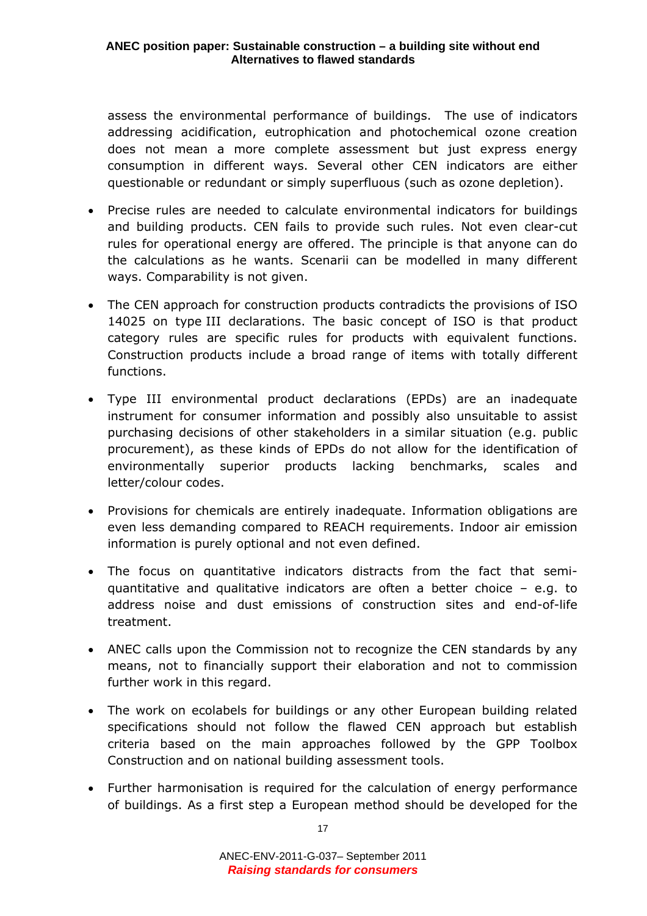assess the environmental performance of buildings. The use of indicators addressing acidification, eutrophication and photochemical ozone creation does not mean a more complete assessment but just express energy consumption in different ways. Several other CEN indicators are either questionable or redundant or simply superfluous (such as ozone depletion).

- Precise rules are needed to calculate environmental indicators for buildings and building products. CEN fails to provide such rules. Not even clear-cut rules for operational energy are offered. The principle is that anyone can do the calculations as he wants. Scenarii can be modelled in many different ways. Comparability is not given.

- The CEN approach for construction products contradicts the provisions of ISO 14025 on type III declarations. The basic concept of ISO is that product category rules are specific rules for products with equivalent functions. Construction products include a broad range of items with totally different functions.

- Type III environmental product declarations (EPDs) are an inadequate instrument for consumer information and possibly also unsuitable to assist purchasing decisions of other stakeholders in a similar situation (e.g. public procurement), as these kinds of EPDs do not allow for the identification of environmentally superior products lacking benchmarks, scales and letter/colour codes.

- Provisions for chemicals are entirely inadequate. Information obligations are even less demanding compared to REACH requirements. Indoor air emission information is purely optional and not even defined.

- The focus on quantitative indicators distracts from the fact that semi-quantitative and qualitative indicators are often a better choice – e.g. to address noise and dust emissions of construction sites and end-of-life treatment.

- ANEC calls upon the Commission not to recognize the CEN standards by any means, not to financially support their elaboration and not to commission further work in this regard.

- The work on ecolabels for buildings or any other European building related specifications should not follow the flawed CEN approach but establish criteria based on the main approaches followed by the GPP Toolbox Construction and on national building assessment tools.

- Further harmonisation is required for the calculation of energy performance of buildings. As a first step a European method should be developed for the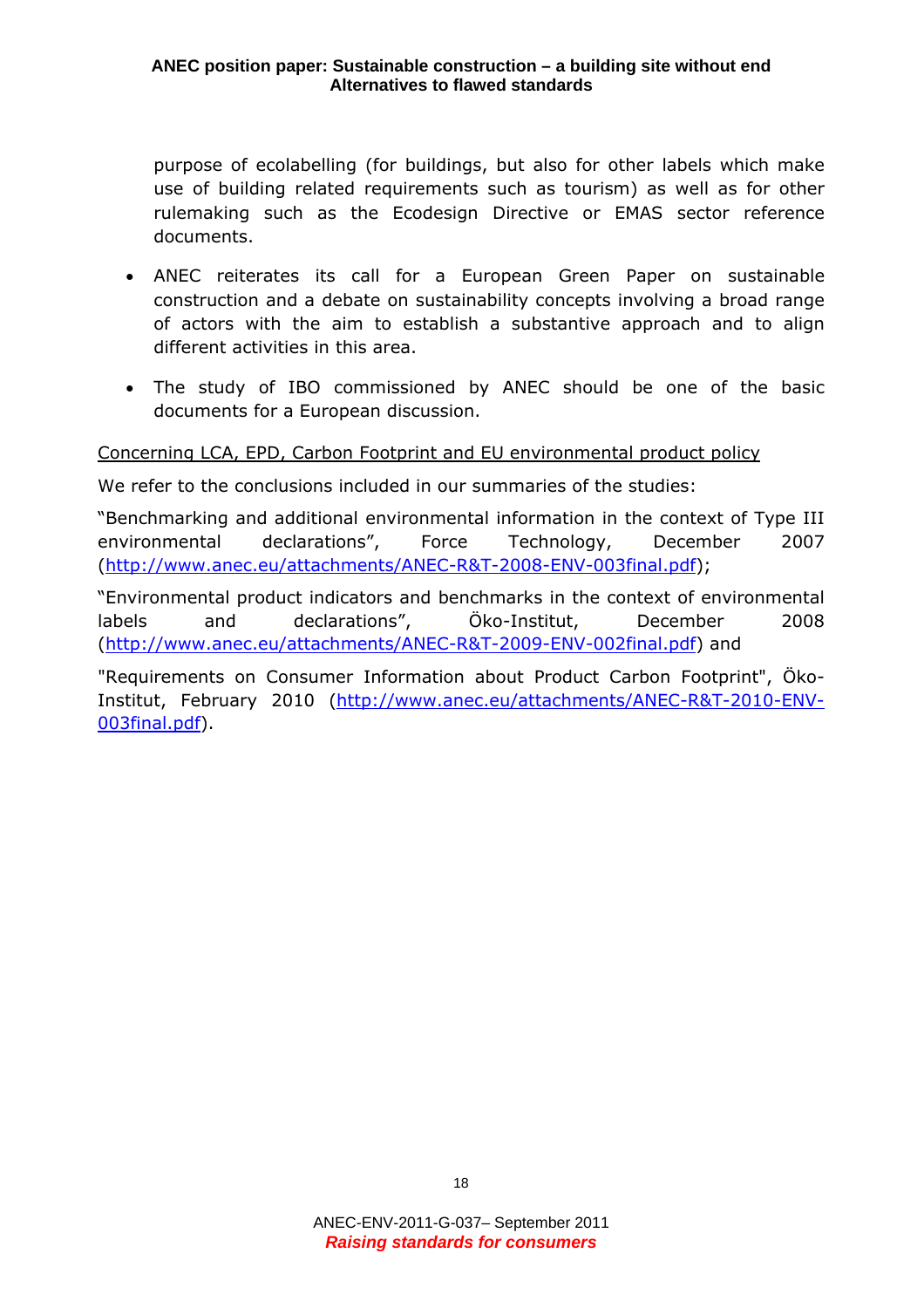purpose of ecolabelling (for buildings, but also for other labels which make use of building related requirements such as tourism) as well as for other rulemaking such as the Ecodesign Directive or EMAS sector reference documents.

- ANEC reiterates its call for a European Green Paper on sustainable construction and a debate on sustainability concepts involving a broad range of actors with the aim to establish a substantive approach and to align different activities in this area.

- The study of IBO commissioned by ANEC should be one of the basic documents for a European discussion.

Concerning LCA, EPD, Carbon Footprint and EU environmental product policy

We refer to the conclusions included in our summaries of the studies:

"Benchmarking and additional environmental information in the context of Type III environmental declarations", Force Technology, December 2007 (http://www.anec.eu/attachments/ANEC-R&T-2008-ENV-003final.pdf);

"Environmental product indicators and benchmarks in the context of environmental labels and declarations", Öko-Institut, December 2008 (http://www.anec.eu/attachments/ANEC-R&T-2009-ENV-002final.pdf) and

"Requirements on Consumer Information about Product Carbon Footprint", Öko-Institut, February 2010 (http://www.anec.eu/attachments/ANEC-R&T-2010-ENV-003final.pdf).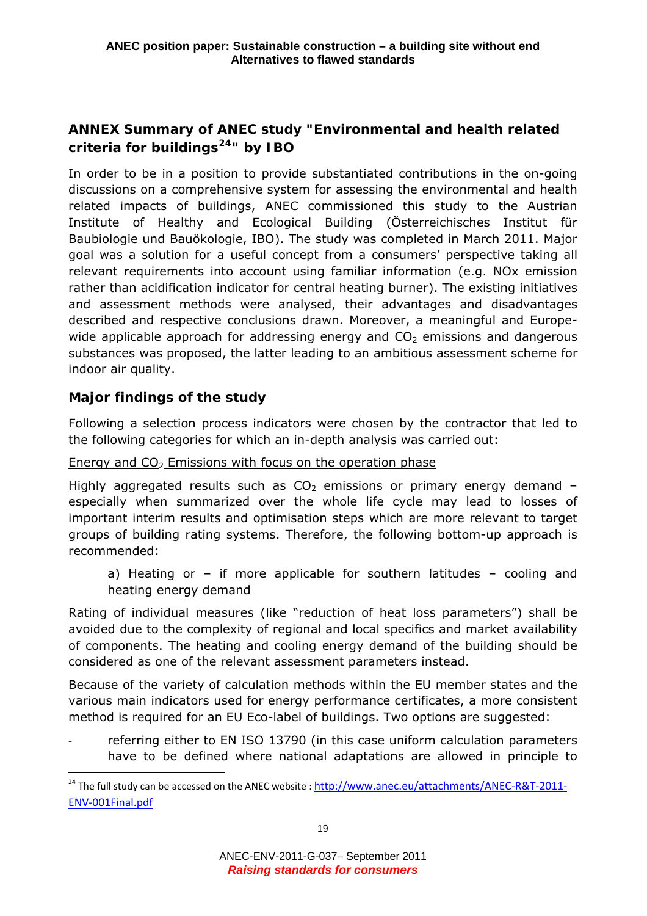## ANNEX Summary of ANEC study "Environmental and health related criteria for buildings[24]" by IBO

In order to be in a position to provide substantiated contributions in the on-going discussions on a comprehensive system for assessing the environmental and health related impacts of buildings, ANEC commissioned this study to the Austrian Institute of Healthy and Ecological Building (Österreichisches Institut für Baubiologie und Bauökologie, IBO). The study was completed in March 2011. Major goal was a solution for a useful concept from a consumers' perspective taking all relevant requirements into account using familiar information (e.g. NOx emission rather than acidification indicator for central heating burner). The existing initiatives and assessment methods were analysed, their advantages and disadvantages described and respective conclusions drawn. Moreover, a meaningful and Europe-wide applicable approach for addressing energy and $CO_2$ emissions and dangerous substances was proposed, the latter leading to an ambitious assessment scheme for indoor air quality.

### Major findings of the study

Following a selection process indicators were chosen by the contractor that led to the following categories for which an in-depth analysis was carried out:

<u>Energy and $CO_2$ Emissions with focus on the operation phase</u>

Highly aggregated results such as $CO_2$ emissions or primary energy demand – especially when summarized over the whole life cycle may lead to losses of important interim results and optimisation steps which are more relevant to target groups of building rating systems. Therefore, the following bottom-up approach is recommended:

a) Heating or – if more applicable for southern latitudes – cooling and heating energy demand

Rating of individual measures (like "reduction of heat loss parameters") shall be avoided due to the complexity of regional and local specifics and market availability of components. The heating and cooling energy demand of the building should be considered as one of the relevant assessment parameters instead.

Because of the variety of calculation methods within the EU member states and the various main indicators used for energy performance certificates, a more consistent method is required for an EU Eco-label of buildings. Two options are suggested:

- referring either to EN ISO 13790 (in this case uniform calculation parameters have to be defined where national adaptations are allowed in principle to

[24] The full study can be accessed on the ANEC website : http://www.anec.eu/attachments/ANEC-R&T-2011-ENV-001Final.pdf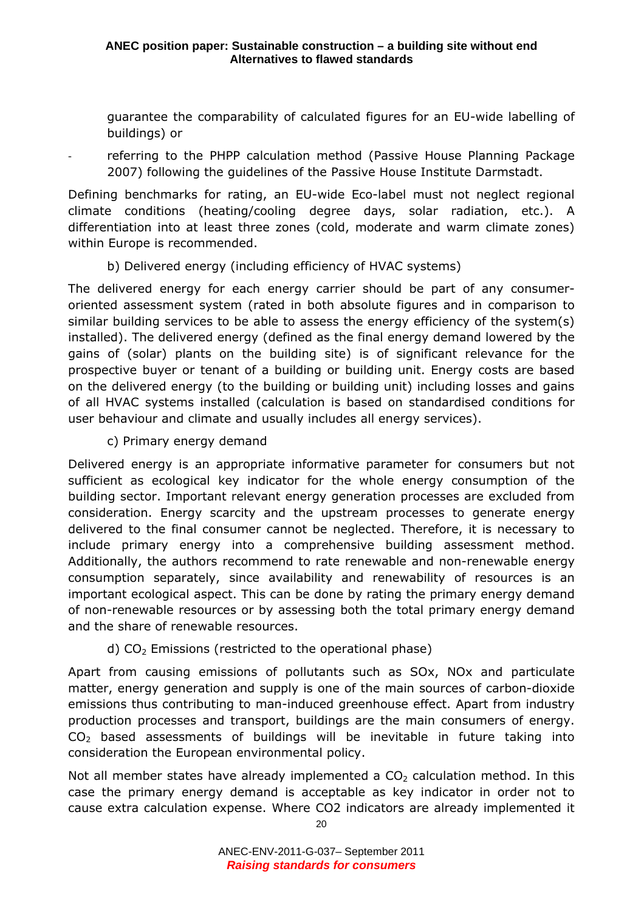guarantee the comparability of calculated figures for an EU-wide labelling of buildings) or

- referring to the PHPP calculation method (Passive House Planning Package 2007) following the guidelines of the Passive House Institute Darmstadt.

Defining benchmarks for rating, an EU-wide Eco-label must not neglect regional climate conditions (heating/cooling degree days, solar radiation, etc.). A differentiation into at least three zones (cold, moderate and warm climate zones) within Europe is recommended.

b) Delivered energy (including efficiency of HVAC systems)

The delivered energy for each energy carrier should be part of any consumer-oriented assessment system (rated in both absolute figures and in comparison to similar building services to be able to assess the energy efficiency of the system(s) installed). The delivered energy (defined as the final energy demand lowered by the gains of (solar) plants on the building site) is of significant relevance for the prospective buyer or tenant of a building or building unit. Energy costs are based on the delivered energy (to the building or building unit) including losses and gains of all HVAC systems installed (calculation is based on standardised conditions for user behaviour and climate and usually includes all energy services).

c) Primary energy demand

Delivered energy is an appropriate informative parameter for consumers but not sufficient as ecological key indicator for the whole energy consumption of the building sector. Important relevant energy generation processes are excluded from consideration. Energy scarcity and the upstream processes to generate energy delivered to the final consumer cannot be neglected. Therefore, it is necessary to include primary energy into a comprehensive building assessment method. Additionally, the authors recommend to rate renewable and non-renewable energy consumption separately, since availability and renewability of resources is an important ecological aspect. This can be done by rating the primary energy demand of non-renewable resources or by assessing both the total primary energy demand and the share of renewable resources.

d) $CO_2$ Emissions (restricted to the operational phase)

Apart from causing emissions of pollutants such as SOx, NOx and particulate matter, energy generation and supply is one of the main sources of carbon-dioxide emissions thus contributing to man-induced greenhouse effect. Apart from industry production processes and transport, buildings are the main consumers of energy. $CO_2$ based assessments of buildings will be inevitable in future taking into consideration the European environmental policy.

Not all member states have already implemented a $CO_2$ calculation method. In this case the primary energy demand is acceptable as key indicator in order not to cause extra calculation expense. Where CO2 indicators are already implemented it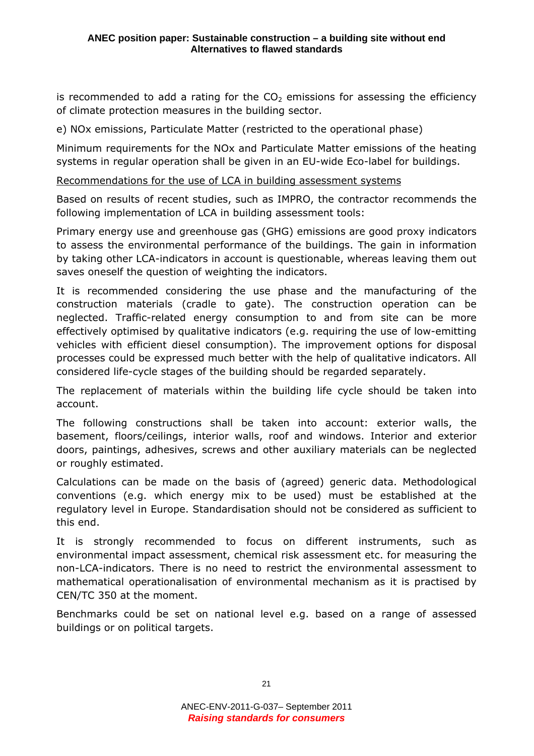is recommended to add a rating for the $CO_2$ emissions for assessing the efficiency of climate protection measures in the building sector.

e) NOx emissions, Particulate Matter (restricted to the operational phase)

Minimum requirements for the NOx and Particulate Matter emissions of the heating systems in regular operation shall be given in an EU-wide Eco-label for buildings.

Recommendations for the use of LCA in building assessment systems

Based on results of recent studies, such as IMPRO, the contractor recommends the following implementation of LCA in building assessment tools:

Primary energy use and greenhouse gas (GHG) emissions are good proxy indicators to assess the environmental performance of the buildings. The gain in information by taking other LCA-indicators in account is questionable, whereas leaving them out saves oneself the question of weighting the indicators.

It is recommended considering the use phase and the manufacturing of the construction materials (cradle to gate). The construction operation can be neglected. Traffic-related energy consumption to and from site can be more effectively optimised by qualitative indicators (e.g. requiring the use of low-emitting vehicles with efficient diesel consumption). The improvement options for disposal processes could be expressed much better with the help of qualitative indicators. All considered life-cycle stages of the building should be regarded separately.

The replacement of materials within the building life cycle should be taken into account.

The following constructions shall be taken into account: exterior walls, the basement, floors/ceilings, interior walls, roof and windows. Interior and exterior doors, paintings, adhesives, screws and other auxiliary materials can be neglected or roughly estimated.

Calculations can be made on the basis of (agreed) generic data. Methodological conventions (e.g. which energy mix to be used) must be established at the regulatory level in Europe. Standardisation should not be considered as sufficient to this end.

It is strongly recommended to focus on different instruments, such as environmental impact assessment, chemical risk assessment etc. for measuring the non-LCA-indicators. There is no need to restrict the environmental assessment to mathematical operationalisation of environmental mechanism as it is practised by CEN/TC 350 at the moment.

Benchmarks could be set on national level e.g. based on a range of assessed buildings or on political targets.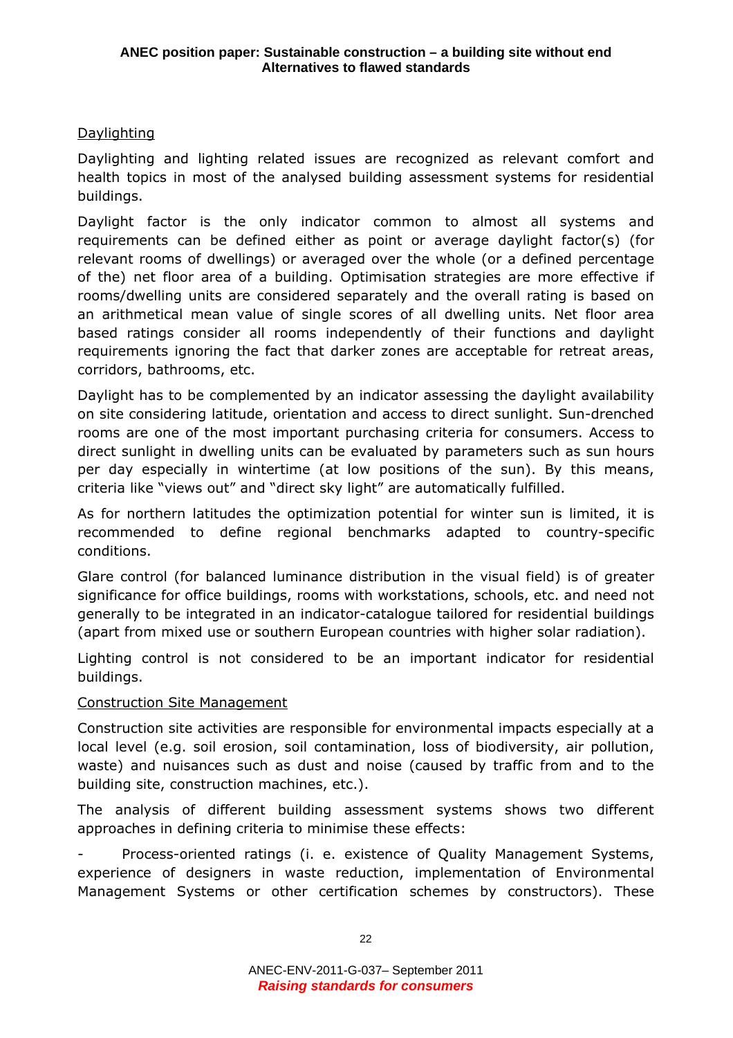Daylighting

Daylighting and lighting related issues are recognized as relevant comfort and health topics in most of the analysed building assessment systems for residential buildings.

Daylight factor is the only indicator common to almost all systems and requirements can be defined either as point or average daylight factor(s) (for relevant rooms of dwellings) or averaged over the whole (or a defined percentage of the) net floor area of a building. Optimisation strategies are more effective if rooms/dwelling units are considered separately and the overall rating is based on an arithmetical mean value of single scores of all dwelling units. Net floor area based ratings consider all rooms independently of their functions and daylight requirements ignoring the fact that darker zones are acceptable for retreat areas, corridors, bathrooms, etc.

Daylight has to be complemented by an indicator assessing the daylight availability on site considering latitude, orientation and access to direct sunlight. Sun-drenched rooms are one of the most important purchasing criteria for consumers. Access to direct sunlight in dwelling units can be evaluated by parameters such as sun hours per day especially in wintertime (at low positions of the sun). By this means, criteria like "views out" and "direct sky light" are automatically fulfilled.

As for northern latitudes the optimization potential for winter sun is limited, it is recommended to define regional benchmarks adapted to country-specific conditions.

Glare control (for balanced luminance distribution in the visual field) is of greater significance for office buildings, rooms with workstations, schools, etc. and need not generally to be integrated in an indicator-catalogue tailored for residential buildings (apart from mixed use or southern European countries with higher solar radiation).

Lighting control is not considered to be an important indicator for residential buildings.

Construction Site Management

Construction site activities are responsible for environmental impacts especially at a local level (e.g. soil erosion, soil contamination, loss of biodiversity, air pollution, waste) and nuisances such as dust and noise (caused by traffic from and to the building site, construction machines, etc.).

The analysis of different building assessment systems shows two different approaches in defining criteria to minimise these effects:

- Process-oriented ratings (i. e. existence of Quality Management Systems, experience of designers in waste reduction, implementation of Environmental Management Systems or other certification schemes by constructors). These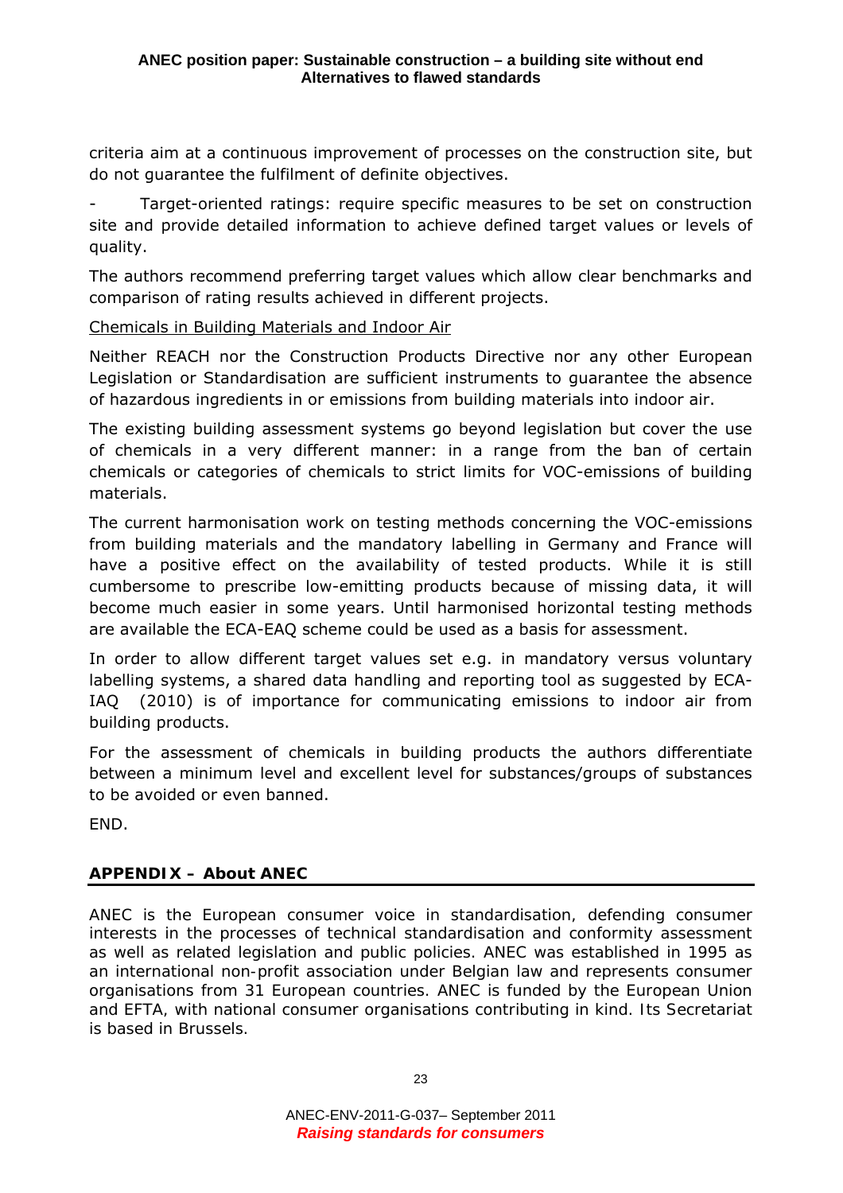criteria aim at a continuous improvement of processes on the construction site, but do not guarantee the fulfilment of definite objectives.

- Target-oriented ratings: require specific measures to be set on construction site and provide detailed information to achieve defined target values or levels of quality.

The authors recommend preferring target values which allow clear benchmarks and comparison of rating results achieved in different projects.

<u>Chemicals in Building Materials and Indoor Air</u>

Neither REACH nor the Construction Products Directive nor any other European Legislation or Standardisation are sufficient instruments to guarantee the absence of hazardous ingredients in or emissions from building materials into indoor air.

The existing building assessment systems go beyond legislation but cover the use of chemicals in a very different manner: in a range from the ban of certain chemicals or categories of chemicals to strict limits for VOC-emissions of building materials.

The current harmonisation work on testing methods concerning the VOC-emissions from building materials and the mandatory labelling in Germany and France will have a positive effect on the availability of tested products. While it is still cumbersome to prescribe low-emitting products because of missing data, it will become much easier in some years. Until harmonised horizontal testing methods are available the ECA-EAQ scheme could be used as a basis for assessment.

In order to allow different target values set e.g. in mandatory versus voluntary labelling systems, a shared data handling and reporting tool as suggested by ECA-IAQ (2010) is of importance for communicating emissions to indoor air from building products.

For the assessment of chemicals in building products the authors differentiate between a minimum level and excellent level for substances/groups of substances to be avoided or even banned.

END.

## APPENDIX – About ANEC

*ANEC is the European consumer voice in standardisation, defending consumer interests in the processes of technical standardisation and conformity assessment as well as related legislation and public policies. ANEC was established in 1995 as an international non-profit association under Belgian law and represents consumer organisations from 31 European countries. ANEC is funded by the European Union and EFTA, with national consumer organisations contributing in kind. Its Secretariat is based in Brussels.*